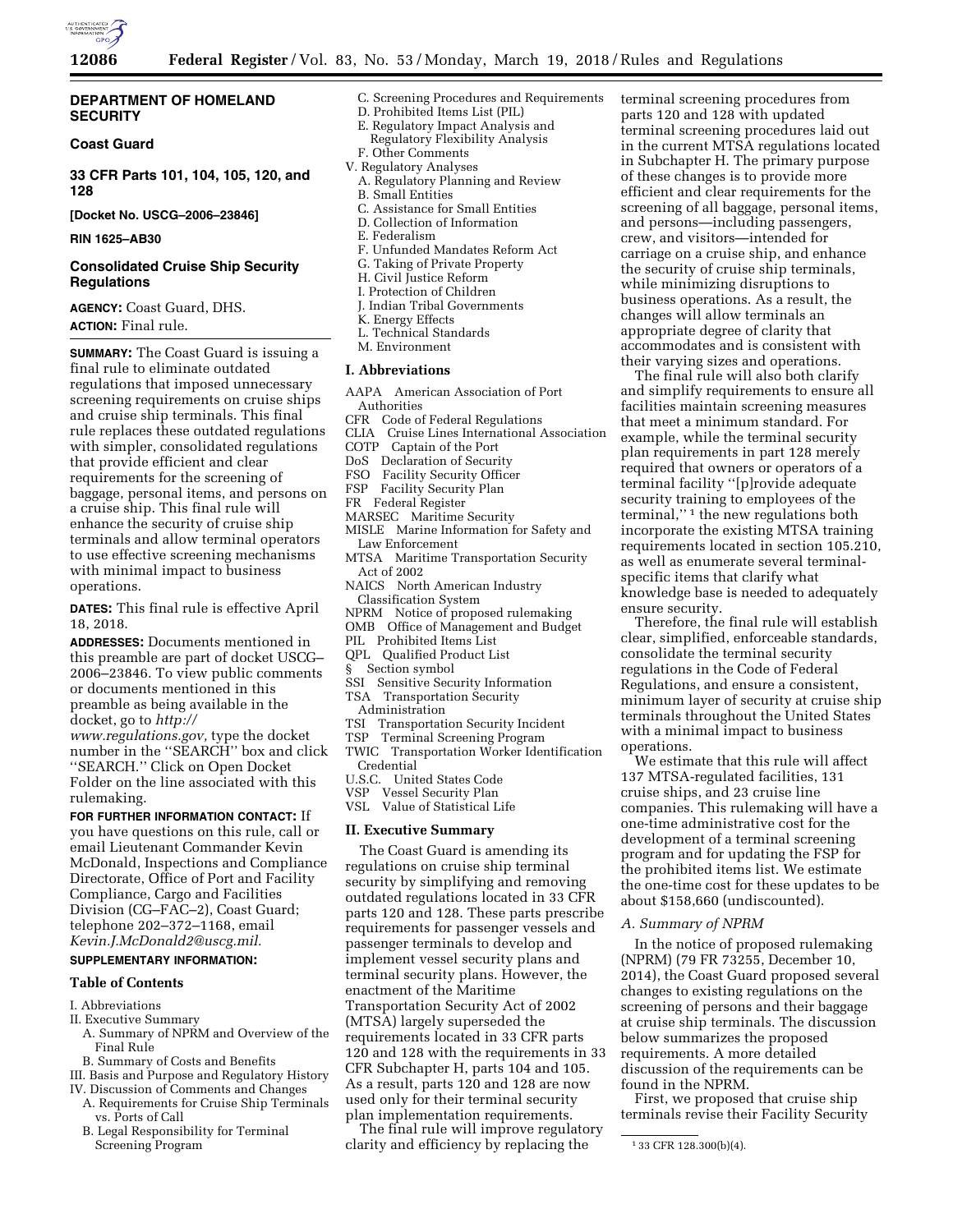**DEPARTMENT OF HOMELAND SECURITY**

**Coast Guard**

**33 CFR Parts 101, 104, 105, 120, and 128**

**[Docket No. USCG–2006–23846]**

**RIN 1625–AB30**

## Consolidated Cruise Ship Security Regulations

**AGENCY:** Coast Guard, DHS.

**ACTION:** Final rule.

**SUMMARY:** The Coast Guard is issuing a final rule to eliminate outdated regulations that imposed unnecessary screening requirements on cruise ships and cruise ship terminals. This final rule replaces these outdated regulations with simpler, consolidated regulations that provide efficient and clear requirements for the screening of baggage, personal items, and persons on a cruise ship. This final rule will enhance the security of cruise ship terminals and allow terminal operators to use effective screening mechanisms with minimal impact to business operations.

**DATES:** This final rule is effective April 18, 2018.

**ADDRESSES:** Documents mentioned in this preamble are part of docket USCG–2006–23846. To view public comments or documents mentioned in this preamble as being available in the docket, go to *http://www.regulations.gov,* type the docket number in the ''SEARCH'' box and click ''SEARCH.'' Click on Open Docket Folder on the line associated with this rulemaking.

**FOR FURTHER INFORMATION CONTACT:** If you have questions on this rule, call or email Lieutenant Commander Kevin McDonald, Inspections and Compliance Directorate, Office of Port and Facility Compliance, Cargo and Facilities Division (CG–FAC–2), Coast Guard; telephone 202–372–1168, email *Kevin.J.McDonald2@uscg.mil.*

**SUPPLEMENTARY INFORMATION:**

### Table of Contents

I. Abbreviations
II. Executive Summary
 A. Summary of NPRM and Overview of the Final Rule
 B. Summary of Costs and Benefits
III. Basis and Purpose and Regulatory History
IV. Discussion of Comments and Changes
 A. Requirements for Cruise Ship Terminals vs. Ports of Call
 B. Legal Responsibility for Terminal Screening Program
 C. Screening Procedures and Requirements
 D. Prohibited Items List (PIL)
 E. Regulatory Impact Analysis and Regulatory Flexibility Analysis
 F. Other Comments
V. Regulatory Analyses
 A. Regulatory Planning and Review
 B. Small Entities
 C. Assistance for Small Entities
 D. Collection of Information
 E. Federalism
 F. Unfunded Mandates Reform Act
 G. Taking of Private Property
 H. Civil Justice Reform
 I. Protection of Children
 J. Indian Tribal Governments
 K. Energy Effects
 L. Technical Standards
 M. Environment

### I. Abbreviations

AAPA American Association of Port Authorities
CFR Code of Federal Regulations
CLIA Cruise Lines International Association
COTP Captain of the Port
DoS Declaration of Security
FSO Facility Security Officer
FSP Facility Security Plan
FR Federal Register
MARSEC Maritime Security
MISLE Marine Information for Safety and Law Enforcement
MTSA Maritime Transportation Security Act of 2002
NAICS North American Industry Classification System
NPRM Notice of proposed rulemaking
OMB Office of Management and Budget
PIL Prohibited Items List
QPL Qualified Product List
§ Section symbol
SSI Sensitive Security Information
TSA Transportation Security Administration
TSI Transportation Security Incident
TSP Terminal Screening Program
TWIC Transportation Worker Identification Credential
U.S.C. United States Code
VSP Vessel Security Plan
VSL Value of Statistical Life

### II. Executive Summary

The Coast Guard is amending its regulations on cruise ship terminal security by simplifying and removing outdated regulations located in 33 CFR parts 120 and 128. These parts prescribe requirements for passenger vessels and passenger terminals to develop and implement vessel security plans and terminal security plans. However, the enactment of the Maritime Transportation Security Act of 2002 (MTSA) largely superseded the requirements located in 33 CFR parts 120 and 128 with the requirements in 33 CFR Subchapter H, parts 104 and 105. As a result, parts 120 and 128 are now used only for their terminal security plan implementation requirements.

The final rule will improve regulatory clarity and efficiency by replacing the terminal screening procedures from parts 120 and 128 with updated terminal screening procedures laid out in the current MTSA regulations located in Subchapter H. The primary purpose of these changes is to provide more efficient and clear requirements for the screening of all baggage, personal items, and persons—including passengers, crew, and visitors—intended for carriage on a cruise ship, and enhance the security of cruise ship terminals, while minimizing disruptions to business operations. As a result, the changes will allow terminals an appropriate degree of clarity that accommodates and is consistent with their varying sizes and operations.

The final rule will also both clarify and simplify requirements to ensure all facilities maintain screening measures that meet a minimum standard. For example, while the terminal security plan requirements in part 128 merely required that owners or operators of a terminal facility ''[p]rovide adequate security training to employees of the terminal,'' [1] the new regulations both incorporate the existing MTSA training requirements located in section 105.210, as well as enumerate several terminal-specific items that clarify what knowledge base is needed to adequately ensure security.

Therefore, the final rule will establish clear, simplified, enforceable standards, consolidate the terminal security regulations in the Code of Federal Regulations, and ensure a consistent, minimum layer of security at cruise ship terminals throughout the United States with a minimal impact to business operations.

We estimate that this rule will affect 137 MTSA-regulated facilities, 131 cruise ships, and 23 cruise line companies. This rulemaking will have a one-time administrative cost for the development of a terminal screening program and for updating the FSP for the prohibited items list. We estimate the one-time cost for these updates to be about $158,660 (undiscounted).

#### A. Summary of NPRM

In the notice of proposed rulemaking (NPRM) (79 FR 73255, December 10, 2014), the Coast Guard proposed several changes to existing regulations on the screening of persons and their baggage at cruise ship terminals. The discussion below summarizes the proposed requirements. A more detailed discussion of the requirements can be found in the NPRM.

First, we proposed that cruise ship terminals revise their Facility Security

[1] 33 CFR 128.300(b)(4).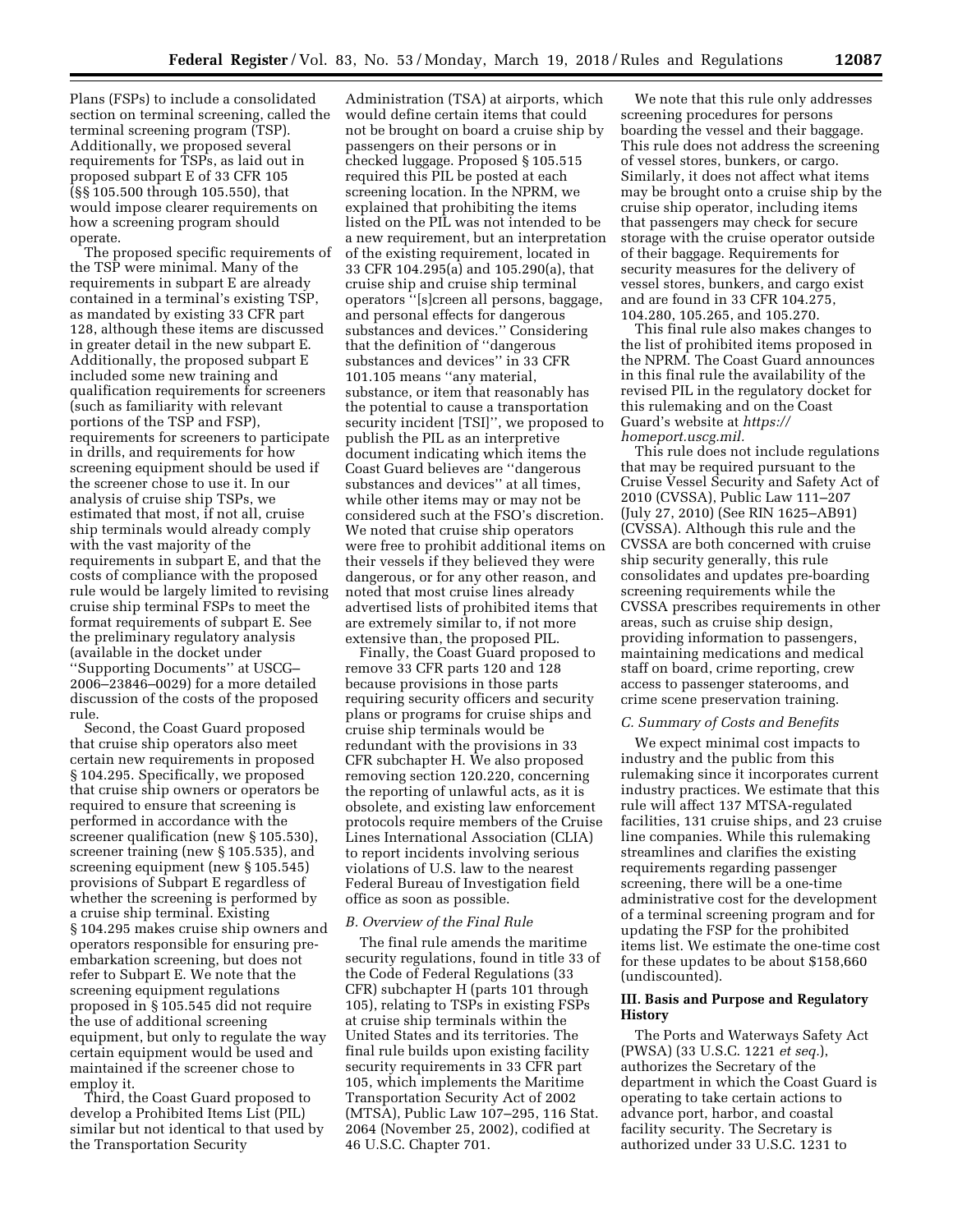Plans (FSPs) to include a consolidated section on terminal screening, called the terminal screening program (TSP). Additionally, we proposed several requirements for TSPs, as laid out in proposed subpart E of 33 CFR 105 (§§ 105.500 through 105.550), that would impose clearer requirements on how a screening program should operate.

The proposed specific requirements of the TSP were minimal. Many of the requirements in subpart E are already contained in a terminal's existing TSP, as mandated by existing 33 CFR part 128, although these items are discussed in greater detail in the new subpart E. Additionally, the proposed subpart E included some new training and qualification requirements for screeners (such as familiarity with relevant portions of the TSP and FSP), requirements for screeners to participate in drills, and requirements for how screening equipment should be used if the screener chose to use it. In our analysis of cruise ship TSPs, we estimated that most, if not all, cruise ship terminals would already comply with the vast majority of the requirements in subpart E, and that the costs of compliance with the proposed rule would be largely limited to revising cruise ship terminal FSPs to meet the format requirements of subpart E. See the preliminary regulatory analysis (available in the docket under ''Supporting Documents'' at USCG–2006–23846–0029) for a more detailed discussion of the costs of the proposed rule.

Second, the Coast Guard proposed that cruise ship operators also meet certain new requirements in proposed § 104.295. Specifically, we proposed that cruise ship owners or operators be required to ensure that screening is performed in accordance with the screener qualification (new § 105.530), screener training (new § 105.535), and screening equipment (new § 105.545) provisions of Subpart E regardless of whether the screening is performed by a cruise ship terminal. Existing § 104.295 makes cruise ship owners and operators responsible for ensuring pre-embarkation screening, but does not refer to Subpart E. We note that the screening equipment regulations proposed in § 105.545 did not require the use of additional screening equipment, but only to regulate the way certain equipment would be used and maintained if the screener chose to employ it.

Third, the Coast Guard proposed to develop a Prohibited Items List (PIL) similar but not identical to that used by the Transportation Security Administration (TSA) at airports, which would define certain items that could not be brought on board a cruise ship by passengers on their persons or in checked luggage. Proposed § 105.515 required this PIL be posted at each screening location. In the NPRM, we explained that prohibiting the items listed on the PIL was not intended to be a new requirement, but an interpretation of the existing requirement, located in 33 CFR 104.295(a) and 105.290(a), that cruise ship and cruise ship terminal operators ''[s]creen all persons, baggage, and personal effects for dangerous substances and devices.'' Considering that the definition of ''dangerous substances and devices'' in 33 CFR 101.105 means ''any material, substance, or item that reasonably has the potential to cause a transportation security incident [TSI]'', we proposed to publish the PIL as an interpretive document indicating which items the Coast Guard believes are ''dangerous substances and devices'' at all times, while other items may or may not be considered such at the FSO's discretion. We noted that cruise ship operators were free to prohibit additional items on their vessels if they believed they were dangerous, or for any other reason, and noted that most cruise lines already advertised lists of prohibited items that are extremely similar to, if not more extensive than, the proposed PIL.

Finally, the Coast Guard proposed to remove 33 CFR parts 120 and 128 because provisions in those parts requiring security officers and security plans or programs for cruise ships and cruise ship terminals would be redundant with the provisions in 33 CFR subchapter H. We also proposed removing section 120.220, concerning the reporting of unlawful acts, as it is obsolete, and existing law enforcement protocols require members of the Cruise Lines International Association (CLIA) to report incidents involving serious violations of U.S. law to the nearest Federal Bureau of Investigation field office as soon as possible.

### *B. Overview of the Final Rule*

The final rule amends the maritime security regulations, found in title 33 of the Code of Federal Regulations (33 CFR) subchapter H (parts 101 through 105), relating to TSPs in existing FSPs at cruise ship terminals within the United States and its territories. The final rule builds upon existing facility security requirements in 33 CFR part 105, which implements the Maritime Transportation Security Act of 2002 (MTSA), Public Law 107–295, 116 Stat. 2064 (November 25, 2002), codified at 46 U.S.C. Chapter 701.

We note that this rule only addresses screening procedures for persons boarding the vessel and their baggage. This rule does not address the screening of vessel stores, bunkers, or cargo. Similarly, it does not affect what items may be brought onto a cruise ship by the cruise ship operator, including items that passengers may check for secure storage with the cruise operator outside of their baggage. Requirements for security measures for the delivery of vessel stores, bunkers, and cargo exist and are found in 33 CFR 104.275, 104.280, 105.265, and 105.270.

This final rule also makes changes to the list of prohibited items proposed in the NPRM. The Coast Guard announces in this final rule the availability of the revised PIL in the regulatory docket for this rulemaking and on the Coast Guard's website at *https://homeport.uscg.mil.*

This rule does not include regulations that may be required pursuant to the Cruise Vessel Security and Safety Act of 2010 (CVSSA), Public Law 111–207 (July 27, 2010) (See RIN 1625–AB91) (CVSSA). Although this rule and the CVSSA are both concerned with cruise ship security generally, this rule consolidates and updates pre-boarding screening requirements while the CVSSA prescribes requirements in other areas, such as cruise ship design, providing information to passengers, maintaining medications and medical staff on board, crime reporting, crew access to passenger staterooms, and crime scene preservation training.

### *C. Summary of Costs and Benefits*

We expect minimal cost impacts to industry and the public from this rulemaking since it incorporates current industry practices. We estimate that this rule will affect 137 MTSA-regulated facilities, 131 cruise ships, and 23 cruise line companies. While this rulemaking streamlines and clarifies the existing requirements regarding passenger screening, there will be a one-time administrative cost for the development of a terminal screening program and for updating the FSP for the prohibited items list. We estimate the one-time cost for these updates to be about $158,660 (undiscounted).

## III. Basis and Purpose and Regulatory History

The Ports and Waterways Safety Act (PWSA) (33 U.S.C. 1221 *et seq.*), authorizes the Secretary of the department in which the Coast Guard is operating to take certain actions to advance port, harbor, and coastal facility security. The Secretary is authorized under 33 U.S.C. 1231 to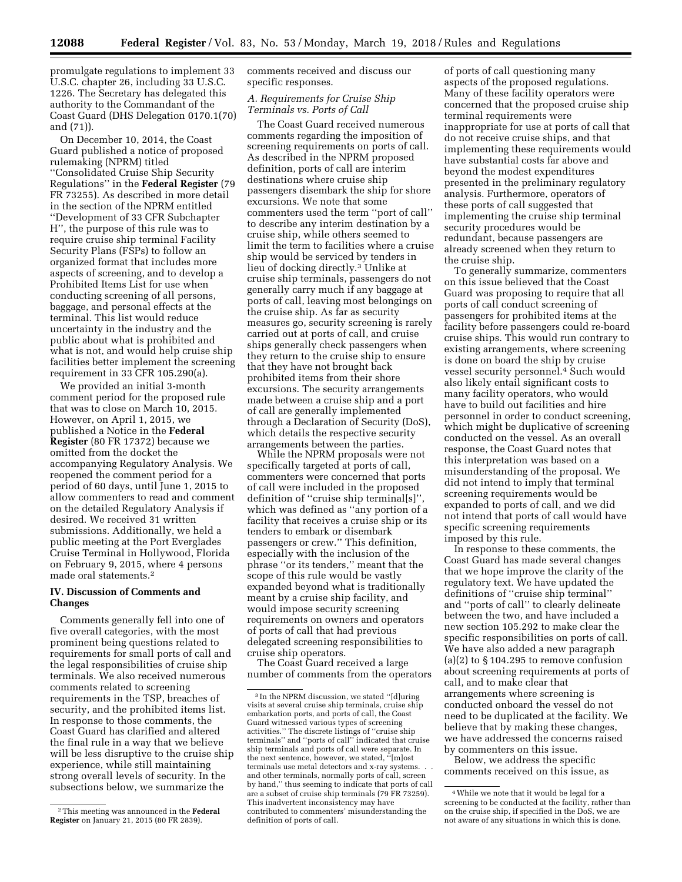promulgate regulations to implement 33 U.S.C. chapter 26, including 33 U.S.C. 1226. The Secretary has delegated this authority to the Commandant of the Coast Guard (DHS Delegation 0170.1(70) and (71)).

On December 10, 2014, the Coast Guard published a notice of proposed rulemaking (NPRM) titled ''Consolidated Cruise Ship Security Regulations'' in the **Federal Register** (79 FR 73255). As described in more detail in the section of the NPRM entitled ''Development of 33 CFR Subchapter H'', the purpose of this rule was to require cruise ship terminal Facility Security Plans (FSPs) to follow an organized format that includes more aspects of screening, and to develop a Prohibited Items List for use when conducting screening of all persons, baggage, and personal effects at the terminal. This list would reduce uncertainty in the industry and the public about what is prohibited and what is not, and would help cruise ship facilities better implement the screening requirement in 33 CFR 105.290(a).

We provided an initial 3-month comment period for the proposed rule that was to close on March 10, 2015. However, on April 1, 2015, we published a Notice in the **Federal Register** (80 FR 17372) because we omitted from the docket the accompanying Regulatory Analysis. We reopened the comment period for a period of 60 days, until June 1, 2015 to allow commenters to read and comment on the detailed Regulatory Analysis if desired. We received 31 written submissions. Additionally, we held a public meeting at the Port Everglades Cruise Terminal in Hollywood, Florida on February 9, 2015, where 4 persons made oral statements.[2]

## IV. Discussion of Comments and Changes

Comments generally fell into one of five overall categories, with the most prominent being questions related to requirements for small ports of call and the legal responsibilities of cruise ship terminals. We also received numerous comments related to screening requirements in the TSP, breaches of security, and the prohibited items list. In response to those comments, the Coast Guard has clarified and altered the final rule in a way that we believe will be less disruptive to the cruise ship experience, while still maintaining strong overall levels of security. In the subsections below, we summarize the comments received and discuss our specific responses.

### *A. Requirements for Cruise Ship Terminals vs. Ports of Call*

The Coast Guard received numerous comments regarding the imposition of screening requirements on ports of call. As described in the NPRM proposed definition, ports of call are interim destinations where cruise ship passengers disembark the ship for shore excursions. We note that some commenters used the term ''port of call'' to describe any interim destination by a cruise ship, while others seemed to limit the term to facilities where a cruise ship would be serviced by tenders in lieu of docking directly.[3] Unlike at cruise ship terminals, passengers do not generally carry much if any baggage at ports of call, leaving most belongings on the cruise ship. As far as security measures go, security screening is rarely carried out at ports of call, and cruise ships generally check passengers when they return to the cruise ship to ensure that they have not brought back prohibited items from their shore excursions. The security arrangements made between a cruise ship and a port of call are generally implemented through a Declaration of Security (DoS), which details the respective security arrangements between the parties.

While the NPRM proposals were not specifically targeted at ports of call, commenters were concerned that ports of call were included in the proposed definition of ''cruise ship terminal[s]'', which was defined as ''any portion of a facility that receives a cruise ship or its tenders to embark or disembark passengers or crew.'' This definition, especially with the inclusion of the phrase ''or its tenders,'' meant that the scope of this rule would be vastly expanded beyond what is traditionally meant by a cruise ship facility, and would impose security screening requirements on owners and operators of ports of call that had previous delegated screening responsibilities to cruise ship operators.

The Coast Guard received a large number of comments from the operators of ports of call questioning many aspects of the proposed regulations. Many of these facility operators were concerned that the proposed cruise ship terminal requirements were inappropriate for use at ports of call that do not receive cruise ships, and that implementing these requirements would have substantial costs far above and beyond the modest expenditures presented in the preliminary regulatory analysis. Furthermore, operators of these ports of call suggested that implementing the cruise ship terminal security procedures would be redundant, because passengers are already screened when they return to the cruise ship.

To generally summarize, commenters on this issue believed that the Coast Guard was proposing to require that all ports of call conduct screening of passengers for prohibited items at the facility before passengers could re-board cruise ships. This would run contrary to existing arrangements, where screening is done on board the ship by cruise vessel security personnel.[4] Such would also likely entail significant costs to many facility operators, who would have to build out facilities and hire personnel in order to conduct screening, which might be duplicative of screening conducted on the vessel. As an overall response, the Coast Guard notes that this interpretation was based on a misunderstanding of the proposal. We did not intend to imply that terminal screening requirements would be expanded to ports of call, and we did not intend that ports of call would have specific screening requirements imposed by this rule.

In response to these comments, the Coast Guard has made several changes that we hope improve the clarity of the regulatory text. We have updated the definitions of ''cruise ship terminal'' and ''ports of call'' to clearly delineate between the two, and have included a new section 105.292 to make clear the specific responsibilities on ports of call. We have also added a new paragraph (a)(2) to § 104.295 to remove confusion about screening requirements at ports of call, and to make clear that arrangements where screening is conducted onboard the vessel do not need to be duplicated at the facility. We believe that by making these changes, we have addressed the concerns raised by commenters on this issue.

Below, we address the specific comments received on this issue, as

---

[2] This meeting was announced in the **Federal Register** on January 21, 2015 (80 FR 2839).

[3] In the NPRM discussion, we stated ''[d]uring visits at several cruise ship terminals, cruise ship embarkation ports, and ports of call, the Coast Guard witnessed various types of screening activities.'' The discrete listings of ''cruise ship terminals'' and ''ports of call'' indicated that cruise ship terminals and ports of call were separate. In the next sentence, however, we stated, ''[m]ost terminals use metal detectors and x-ray systems. . . and other terminals, normally ports of call, screen by hand,'' thus seeming to indicate that ports of call are a subset of cruise ship terminals (79 FR 73259). This inadvertent inconsistency may have contributed to commenters' misunderstanding the definition of ports of call.

[4] While we note that it would be legal for a screening to be conducted at the facility, rather than on the cruise ship, if specified in the DoS, we are not aware of any situations in which this is done.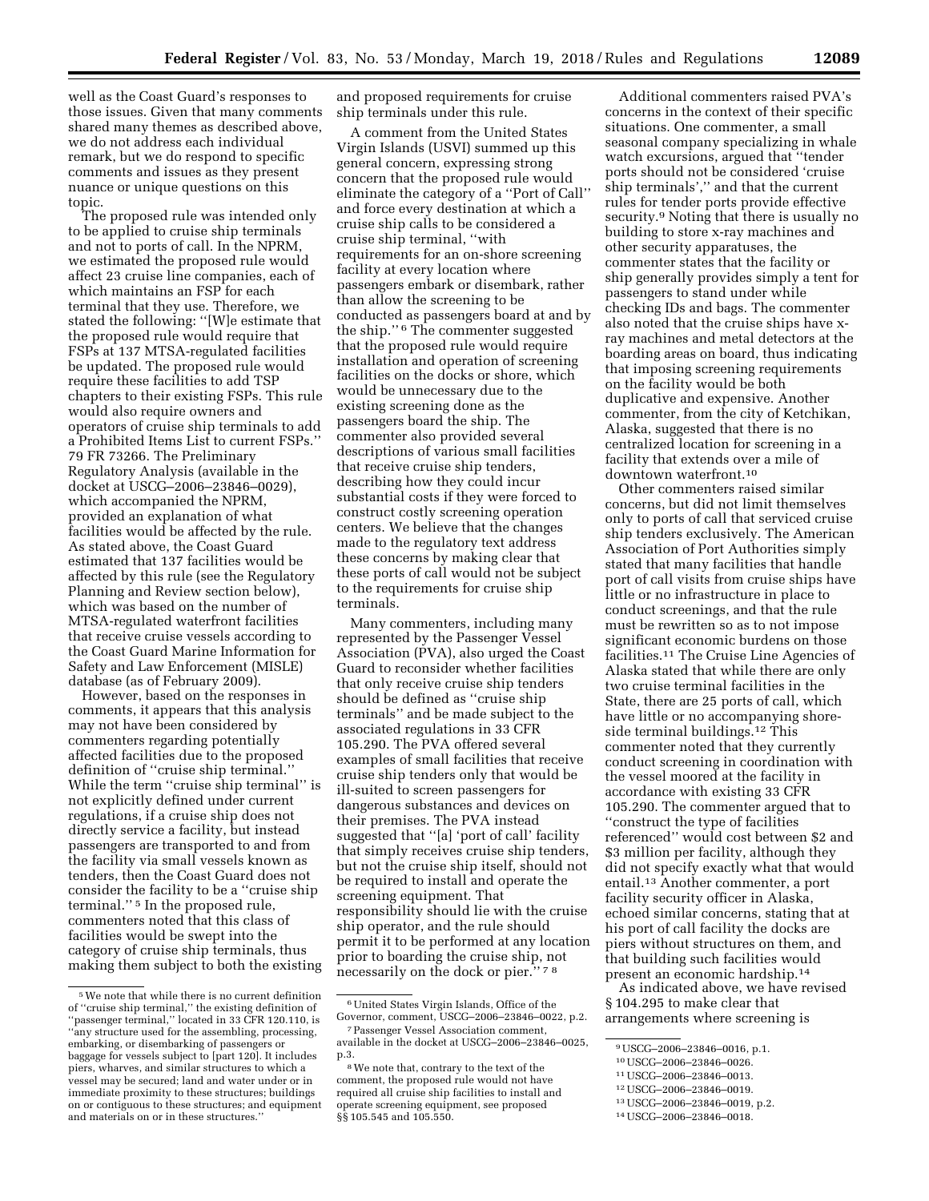well as the Coast Guard's responses to those issues. Given that many comments shared many themes as described above, we do not address each individual remark, but we do respond to specific comments and issues as they present nuance or unique questions on this topic.

The proposed rule was intended only to be applied to cruise ship terminals and not to ports of call. In the NPRM, we estimated the proposed rule would affect 23 cruise line companies, each of which maintains an FSP for each terminal that they use. Therefore, we stated the following: ''[W]e estimate that the proposed rule would require that FSPs at 137 MTSA-regulated facilities be updated. The proposed rule would require these facilities to add TSP chapters to their existing FSPs. This rule would also require owners and operators of cruise ship terminals to add a Prohibited Items List to current FSPs.'' 79 FR 73266. The Preliminary Regulatory Analysis (available in the docket at USCG–2006–23846–0029), which accompanied the NPRM, provided an explanation of what facilities would be affected by the rule. As stated above, the Coast Guard estimated that 137 facilities would be affected by this rule (see the Regulatory Planning and Review section below), which was based on the number of MTSA-regulated waterfront facilities that receive cruise vessels according to the Coast Guard Marine Information for Safety and Law Enforcement (MISLE) database (as of February 2009).

However, based on the responses in comments, it appears that this analysis may not have been considered by commenters regarding potentially affected facilities due to the proposed definition of ''cruise ship terminal.'' While the term ''cruise ship terminal'' is not explicitly defined under current regulations, if a cruise ship does not directly service a facility, but instead passengers are transported to and from the facility via small vessels known as tenders, then the Coast Guard does not consider the facility to be a ''cruise ship terminal.'' [5] In the proposed rule, commenters noted that this class of facilities would be swept into the category of cruise ship terminals, thus making them subject to both the existing and proposed requirements for cruise ship terminals under this rule.

A comment from the United States Virgin Islands (USVI) summed up this general concern, expressing strong concern that the proposed rule would eliminate the category of a ''Port of Call'' and force every destination at which a cruise ship calls to be considered a cruise ship terminal, ''with requirements for an on-shore screening facility at every location where passengers embark or disembark, rather than allow the screening to be conducted as passengers board at and by the ship.'' [6] The commenter suggested that the proposed rule would require installation and operation of screening facilities on the docks or shore, which would be unnecessary due to the existing screening done as the passengers board the ship. The commenter also provided several descriptions of various small facilities that receive cruise ship tenders, describing how they could incur substantial costs if they were forced to construct costly screening operation centers. We believe that the changes made to the regulatory text address these concerns by making clear that these ports of call would not be subject to the requirements for cruise ship terminals.

Many commenters, including many represented by the Passenger Vessel Association (PVA), also urged the Coast Guard to reconsider whether facilities that only receive cruise ship tenders should be defined as ''cruise ship terminals'' and be made subject to the associated regulations in 33 CFR 105.290. The PVA offered several examples of small facilities that receive cruise ship tenders only that would be ill-suited to screen passengers for dangerous substances and devices on their premises. The PVA instead suggested that ''[a] 'port of call' facility that simply receives cruise ship tenders, but not the cruise ship itself, should not be required to install and operate the screening equipment. That responsibility should lie with the cruise ship operator, and the rule should permit it to be performed at any location prior to boarding the cruise ship, not necessarily on the dock or pier.'' [7] [8]

Additional commenters raised PVA's concerns in the context of their specific situations. One commenter, a small seasonal company specializing in whale watch excursions, argued that ''tender ports should not be considered 'cruise ship terminals','' and that the current rules for tender ports provide effective security.[9] Noting that there is usually no building to store x-ray machines and other security apparatuses, the commenter states that the facility or ship generally provides simply a tent for passengers to stand under while checking IDs and bags. The commenter also noted that the cruise ships have x-ray machines and metal detectors at the boarding areas on board, thus indicating that imposing screening requirements on the facility would be both duplicative and expensive. Another commenter, from the city of Ketchikan, Alaska, suggested that there is no centralized location for screening in a facility that extends over a mile of downtown waterfront.[10]

Other commenters raised similar concerns, but did not limit themselves only to ports of call that serviced cruise ship tenders exclusively. The American Association of Port Authorities simply stated that many facilities that handle port of call visits from cruise ships have little or no infrastructure in place to conduct screenings, and that the rule must be rewritten so as to not impose significant economic burdens on those facilities.[11] The Cruise Line Agencies of Alaska stated that while there are only two cruise terminal facilities in the State, there are 25 ports of call, which have little or no accompanying shore-side terminal buildings.[12] This commenter noted that they currently conduct screening in coordination with the vessel moored at the facility in accordance with existing 33 CFR 105.290. The commenter argued that to ''construct the type of facilities referenced'' would cost between \$2 and \$3 million per facility, although they did not specify exactly what that would entail.[13] Another commenter, a port facility security officer in Alaska, echoed similar concerns, stating that at his port of call facility the docks are piers without structures on them, and that building such facilities would present an economic hardship.[14]

As indicated above, we have revised § 104.295 to make clear that arrangements where screening is

---

[5] We note that while there is no current definition of ''cruise ship terminal,'' the existing definition of ''passenger terminal,'' located in 33 CFR 120.110, is ''any structure used for the assembling, processing, embarking, or disembarking of passengers or baggage for vessels subject to [part 120]. It includes piers, wharves, and similar structures to which a vessel may be secured; land and water under or in immediate proximity to these structures; buildings on or contiguous to these structures; and equipment and materials on or in these structures.''

[6] United States Virgin Islands, Office of the Governor, comment, USCG–2006–23846–0022, p.2.

[7] Passenger Vessel Association comment, available in the docket at USCG–2006–23846–0025, p.3.

[8] We note that, contrary to the text of the comment, the proposed rule would not have required all cruise ship facilities to install and operate screening equipment, see proposed §§ 105.545 and 105.550.

[9] USCG–2006–23846–0016, p.1.

[10] USCG–2006–23846–0026.

[11] USCG–2006–23846–0013.

[12] USCG–2006–23846–0019.

[13] USCG–2006–23846–0019, p.2.

[14] USCG–2006–23846–0018.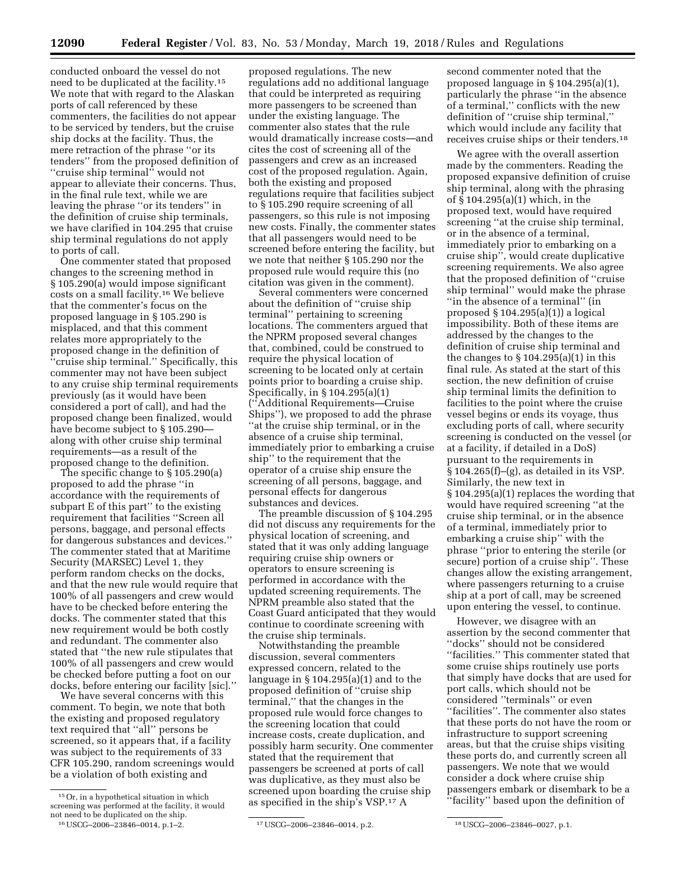conducted onboard the vessel do not need to be duplicated at the facility.[15] We note that with regard to the Alaskan ports of call referenced by these commenters, the facilities do not appear to be serviced by tenders, but the cruise ship docks at the facility. Thus, the mere retraction of the phrase ''or its tenders'' from the proposed definition of ''cruise ship terminal'' would not appear to alleviate their concerns. Thus, in the final rule text, while we are leaving the phrase ''or its tenders'' in the definition of cruise ship terminals, we have clarified in 104.295 that cruise ship terminal regulations do not apply to ports of call.

One commenter stated that proposed changes to the screening method in § 105.290(a) would impose significant costs on a small facility.[16] We believe that the commenter's focus on the proposed language in § 105.290 is misplaced, and that this comment relates more appropriately to the proposed change in the definition of ''cruise ship terminal.'' Specifically, this commenter may not have been subject to any cruise ship terminal requirements previously (as it would have been considered a port of call), and had the proposed change been finalized, would have become subject to § 105.290—along with other cruise ship terminal requirements—as a result of the proposed change to the definition.

The specific change to § 105.290(a) proposed to add the phrase ''in accordance with the requirements of subpart E of this part'' to the existing requirement that facilities ''Screen all persons, baggage, and personal effects for dangerous substances and devices.'' The commenter stated that at Maritime Security (MARSEC) Level 1, they perform random checks on the docks, and that the new rule would require that 100% of all passengers and crew would have to be checked before entering the docks. The commenter stated that this new requirement would be both costly and redundant. The commenter also stated that ''the new rule stipulates that 100% of all passengers and crew would be checked before putting a foot on our docks, before entering our facility [sic].''

We have several concerns with this comment. To begin, we note that both the existing and proposed regulatory text required that ''all'' persons be screened, so it appears that, if a facility was subject to the requirements of 33 CFR 105.290, random screenings would be a violation of both existing and proposed regulations. The new regulations add no additional language that could be interpreted as requiring more passengers to be screened than under the existing language. The commenter also states that the rule would dramatically increase costs—and cites the cost of screening all of the passengers and crew as an increased cost of the proposed regulation. Again, both the existing and proposed regulations require that facilities subject to § 105.290 require screening of all passengers, so this rule is not imposing new costs. Finally, the commenter states that all passengers would need to be screened before entering the facility, but we note that neither § 105.290 nor the proposed rule would require this (no citation was given in the comment).

Several commenters were concerned about the definition of ''cruise ship terminal'' pertaining to screening locations. The commenters argued that the NPRM proposed several changes that, combined, could be construed to require the physical location of screening to be located only at certain points prior to boarding a cruise ship. Specifically, in § 104.295(a)(1) (''Additional Requirements—Cruise Ships''), we proposed to add the phrase ''at the cruise ship terminal, or in the absence of a cruise ship terminal, immediately prior to embarking a cruise ship'' to the requirement that the operator of a cruise ship ensure the screening of all persons, baggage, and personal effects for dangerous substances and devices.

The preamble discussion of § 104.295 did not discuss any requirements for the physical location of screening, and stated that it was only adding language requiring cruise ship owners or operators to ensure screening is performed in accordance with the updated screening requirements. The NPRM preamble also stated that the Coast Guard anticipated that they would continue to coordinate screening with the cruise ship terminals.

Notwithstanding the preamble discussion, several commenters expressed concern, related to the language in § 104.295(a)(1) and to the proposed definition of ''cruise ship terminal,'' that the changes in the proposed rule would force changes to the screening location that could increase costs, create duplication, and possibly harm security. One commenter stated that the requirement that passengers be screened at ports of call was duplicative, as they must also be screened upon boarding the cruise ship as specified in the ship's VSP.[17] A second commenter noted that the proposed language in § 104.295(a)(1), particularly the phrase ''in the absence of a terminal,'' conflicts with the new definition of ''cruise ship terminal,'' which would include any facility that receives cruise ships or their tenders.[18]

We agree with the overall assertion made by the commenters. Reading the proposed expansive definition of cruise ship terminal, along with the phrasing of § 104.295(a)(1) which, in the proposed text, would have required screening ''at the cruise ship terminal, or in the absence of a terminal, immediately prior to embarking on a cruise ship'', would create duplicative screening requirements. We also agree that the proposed definition of ''cruise ship terminal'' would make the phrase ''in the absence of a terminal'' (in proposed § 104.295(a)(1)) a logical impossibility. Both of these items are addressed by the changes to the definition of cruise ship terminal and the changes to § 104.295(a)(1) in this final rule. As stated at the start of this section, the new definition of cruise ship terminal limits the definition to facilities to the point where the cruise vessel begins or ends its voyage, thus excluding ports of call, where security screening is conducted on the vessel (or at a facility, if detailed in a DoS) pursuant to the requirements in § 104.265(f)–(g), as detailed in its VSP. Similarly, the new text in § 104.295(a)(1) replaces the wording that would have required screening ''at the cruise ship terminal, or in the absence of a terminal, immediately prior to embarking a cruise ship'' with the phrase ''prior to entering the sterile (or secure) portion of a cruise ship''. These changes allow the existing arrangement, where passengers returning to a cruise ship at a port of call, may be screened upon entering the vessel, to continue.

However, we disagree with an assertion by the second commenter that ''docks'' should not be considered ''facilities.'' This commenter stated that some cruise ships routinely use ports that simply have docks that are used for port calls, which should not be considered ''terminals'' or even ''facilities''. The commenter also states that these ports do not have the room or infrastructure to support screening areas, but that the cruise ships visiting these ports do, and currently screen all passengers. We note that we would consider a dock where cruise ship passengers embark or disembark to be a ''facility'' based upon the definition of

---

[15] Or, in a hypothetical situation in which screening was performed at the facility, it would not need to be duplicated on the ship.

[16] USCG–2006–23846–0014, p.1–2.

[17] USCG–2006–23846–0014, p.2.

[18] USCG–2006–23846–0027, p.1.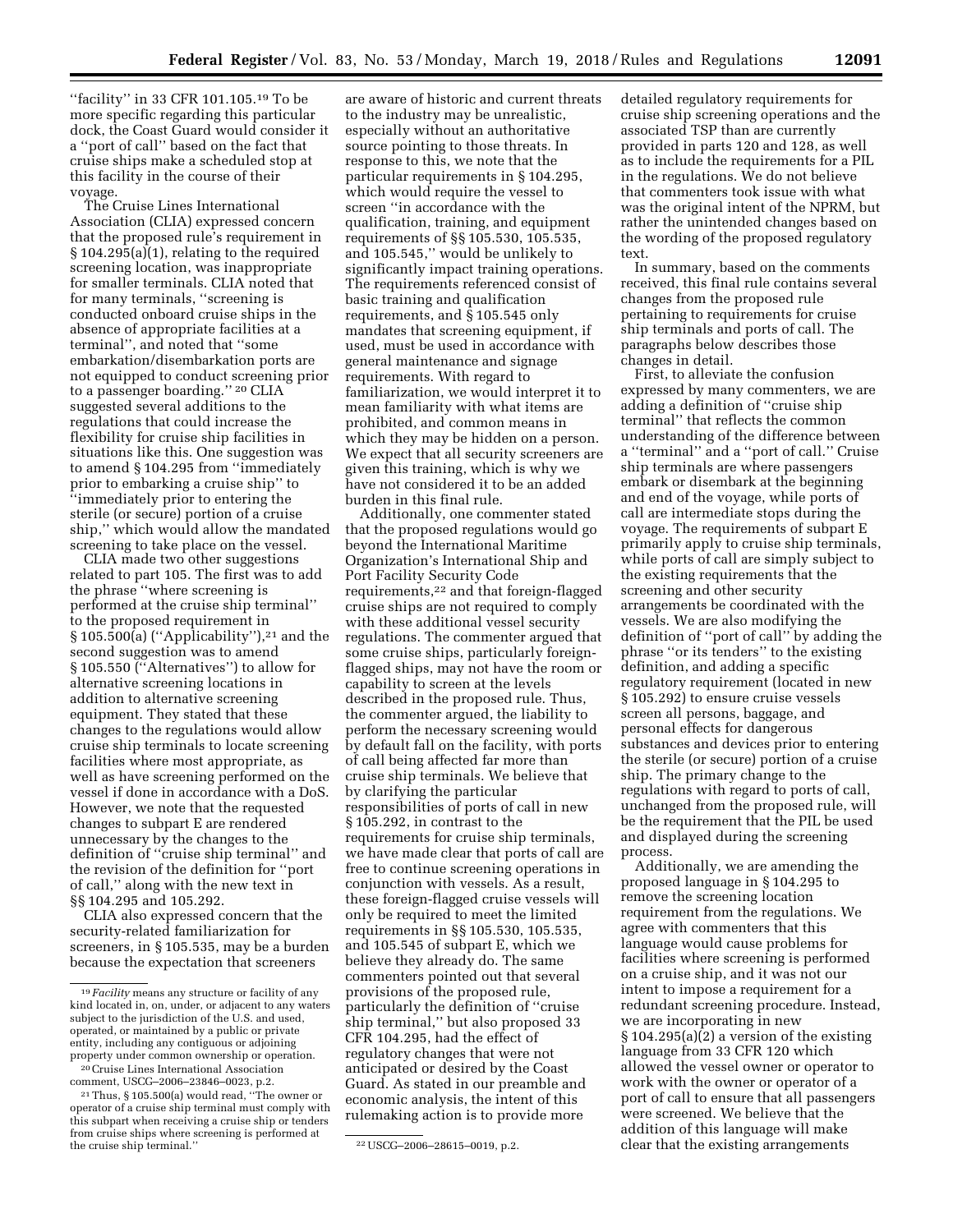''facility'' in 33 CFR 101.105.[19] To be more specific regarding this particular dock, the Coast Guard would consider it a ''port of call'' based on the fact that cruise ships make a scheduled stop at this facility in the course of their voyage.

The Cruise Lines International Association (CLIA) expressed concern that the proposed rule's requirement in § 104.295(a)(1), relating to the required screening location, was inappropriate for smaller terminals. CLIA noted that for many terminals, ''screening is conducted onboard cruise ships in the absence of appropriate facilities at a terminal'', and noted that ''some embarkation/disembarkation ports are not equipped to conduct screening prior to a passenger boarding.'' [20] CLIA suggested several additions to the regulations that could increase the flexibility for cruise ship facilities in situations like this. One suggestion was to amend § 104.295 from ''immediately prior to embarking a cruise ship'' to ''immediately prior to entering the sterile (or secure) portion of a cruise ship,'' which would allow the mandated screening to take place on the vessel.

CLIA made two other suggestions related to part 105. The first was to add the phrase ''where screening is performed at the cruise ship terminal'' to the proposed requirement in § 105.500(a) (''Applicability''),[21] and the second suggestion was to amend § 105.550 (''Alternatives'') to allow for alternative screening locations in addition to alternative screening equipment. They stated that these changes to the regulations would allow cruise ship terminals to locate screening facilities where most appropriate, as well as have screening performed on the vessel if done in accordance with a DoS. However, we note that the requested changes to subpart E are rendered unnecessary by the changes to the definition of ''cruise ship terminal'' and the revision of the definition for ''port of call,'' along with the new text in §§ 104.295 and 105.292.

CLIA also expressed concern that the security-related familiarization for screeners, in § 105.535, may be a burden because the expectation that screeners are aware of historic and current threats to the industry may be unrealistic, especially without an authoritative source pointing to those threats. In response to this, we note that the particular requirements in § 104.295, which would require the vessel to screen ''in accordance with the qualification, training, and equipment requirements of §§ 105.530, 105.535, and 105.545,'' would be unlikely to significantly impact training operations. The requirements referenced consist of basic training and qualification requirements, and § 105.545 only mandates that screening equipment, if used, must be used in accordance with general maintenance and signage requirements. With regard to familiarization, we would interpret it to mean familiarity with what items are prohibited, and common means in which they may be hidden on a person. We expect that all security screeners are given this training, which is why we have not considered it to be an added burden in this final rule.

Additionally, one commenter stated that the proposed regulations would go beyond the International Maritime Organization's International Ship and Port Facility Security Code requirements,[22] and that foreign-flagged cruise ships are not required to comply with these additional vessel security regulations. The commenter argued that some cruise ships, particularly foreign-flagged ships, may not have the room or capability to screen at the levels described in the proposed rule. Thus, the commenter argued, the liability to perform the necessary screening would by default fall on the facility, with ports of call being affected far more than cruise ship terminals. We believe that by clarifying the particular responsibilities of ports of call in new § 105.292, in contrast to the requirements for cruise ship terminals, we have made clear that ports of call are free to continue screening operations in conjunction with vessels. As a result, these foreign-flagged cruise vessels will only be required to meet the limited requirements in §§ 105.530, 105.535, and 105.545 of subpart E, which we believe they already do. The same commenters pointed out that several provisions of the proposed rule, particularly the definition of ''cruise ship terminal,'' but also proposed 33 CFR 104.295, had the effect of regulatory changes that were not anticipated or desired by the Coast Guard. As stated in our preamble and economic analysis, the intent of this rulemaking action is to provide more detailed regulatory requirements for cruise ship screening operations and the associated TSP than are currently provided in parts 120 and 128, as well as to include the requirements for a PIL in the regulations. We do not believe that commenters took issue with what was the original intent of the NPRM, but rather the unintended changes based on the wording of the proposed regulatory text.

In summary, based on the comments received, this final rule contains several changes from the proposed rule pertaining to requirements for cruise ship terminals and ports of call. The paragraphs below describes those changes in detail.

First, to alleviate the confusion expressed by many commenters, we are adding a definition of ''cruise ship terminal'' that reflects the common understanding of the difference between a ''terminal'' and a ''port of call.'' Cruise ship terminals are where passengers embark or disembark at the beginning and end of the voyage, while ports of call are intermediate stops during the voyage. The requirements of subpart E primarily apply to cruise ship terminals, while ports of call are simply subject to the existing requirements that the screening and other security arrangements be coordinated with the vessels. We are also modifying the definition of ''port of call'' by adding the phrase ''or its tenders'' to the existing definition, and adding a specific regulatory requirement (located in new § 105.292) to ensure cruise vessels screen all persons, baggage, and personal effects for dangerous substances and devices prior to entering the sterile (or secure) portion of a cruise ship. The primary change to the regulations with regard to ports of call, unchanged from the proposed rule, will be the requirement that the PIL be used and displayed during the screening process.

Additionally, we are amending the proposed language in § 104.295 to remove the screening location requirement from the regulations. We agree with commenters that this language would cause problems for facilities where screening is performed on a cruise ship, and it was not our intent to impose a requirement for a redundant screening procedure. Instead, we are incorporating in new § 104.295(a)(2) a version of the existing language from 33 CFR 120 which allowed the vessel owner or operator to work with the owner or operator of a port of call to ensure that all passengers were screened. We believe that the addition of this language will make clear that the existing arrangements

---

[19] *Facility* means any structure or facility of any kind located in, on, under, or adjacent to any waters subject to the jurisdiction of the U.S. and used, operated, or maintained by a public or private entity, including any contiguous or adjoining property under common ownership or operation.

[20] Cruise Lines International Association comment, USCG–2006–23846–0023, p.2.

[21] Thus, § 105.500(a) would read, ''The owner or operator of a cruise ship terminal must comply with this subpart when receiving a cruise ship or tenders from cruise ships where screening is performed at the cruise ship terminal.''

[22] USCG–2006–28615–0019, p.2.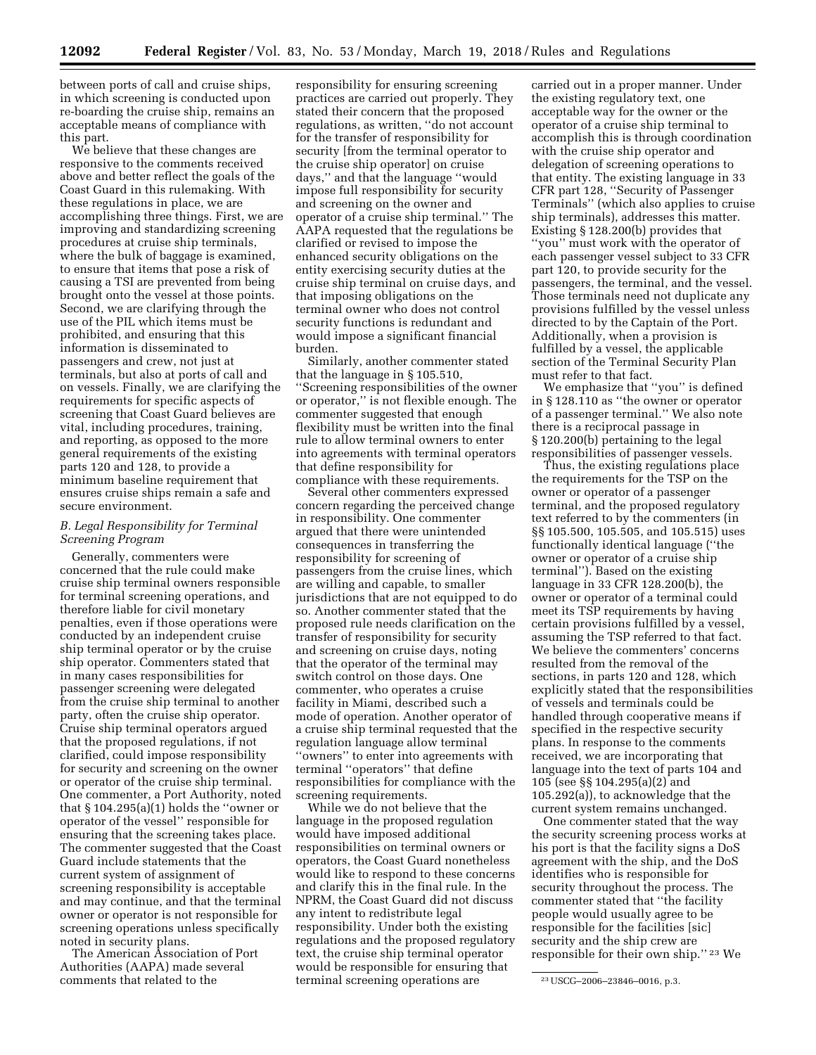between ports of call and cruise ships, in which screening is conducted upon re-boarding the cruise ship, remains an acceptable means of compliance with this part.

We believe that these changes are responsive to the comments received above and better reflect the goals of the Coast Guard in this rulemaking. With these regulations in place, we are accomplishing three things. First, we are improving and standardizing screening procedures at cruise ship terminals, where the bulk of baggage is examined, to ensure that items that pose a risk of causing a TSI are prevented from being brought onto the vessel at those points. Second, we are clarifying through the use of the PIL which items must be prohibited, and ensuring that this information is disseminated to passengers and crew, not just at terminals, but also at ports of call and on vessels. Finally, we are clarifying the requirements for specific aspects of screening that Coast Guard believes are vital, including procedures, training, and reporting, as opposed to the more general requirements of the existing parts 120 and 128, to provide a minimum baseline requirement that ensures cruise ships remain a safe and secure environment.

### *B. Legal Responsibility for Terminal Screening Program*

Generally, commenters were concerned that the rule could make cruise ship terminal owners responsible for terminal screening operations, and therefore liable for civil monetary penalties, even if those operations were conducted by an independent cruise ship terminal operator or by the cruise ship operator. Commenters stated that in many cases responsibilities for passenger screening were delegated from the cruise ship terminal to another party, often the cruise ship operator. Cruise ship terminal operators argued that the proposed regulations, if not clarified, could impose responsibility for security and screening on the owner or operator of the cruise ship terminal. One commenter, a Port Authority, noted that § 104.295(a)(1) holds the ''owner or operator of the vessel'' responsible for ensuring that the screening takes place. The commenter suggested that the Coast Guard include statements that the current system of assignment of screening responsibility is acceptable and may continue, and that the terminal owner or operator is not responsible for screening operations unless specifically noted in security plans.

The American Association of Port Authorities (AAPA) made several comments that related to the responsibility for ensuring screening practices are carried out properly. They stated their concern that the proposed regulations, as written, ''do not account for the transfer of responsibility for security [from the terminal operator to the cruise ship operator] on cruise days,'' and that the language ''would impose full responsibility for security and screening on the owner and operator of a cruise ship terminal.'' The AAPA requested that the regulations be clarified or revised to impose the enhanced security obligations on the entity exercising security duties at the cruise ship terminal on cruise days, and that imposing obligations on the terminal owner who does not control security functions is redundant and would impose a significant financial burden.

Similarly, another commenter stated that the language in § 105.510, ''Screening responsibilities of the owner or operator,'' is not flexible enough. The commenter suggested that enough flexibility must be written into the final rule to allow terminal owners to enter into agreements with terminal operators that define responsibility for compliance with these requirements.

Several other commenters expressed concern regarding the perceived change in responsibility. One commenter argued that there were unintended consequences in transferring the responsibility for screening of passengers from the cruise lines, which are willing and capable, to smaller jurisdictions that are not equipped to do so. Another commenter stated that the proposed rule needs clarification on the transfer of responsibility for security and screening on cruise days, noting that the operator of the terminal may switch control on those days. One commenter, who operates a cruise facility in Miami, described such a mode of operation. Another operator of a cruise ship terminal requested that the regulation language allow terminal ''owners'' to enter into agreements with terminal ''operators'' that define responsibilities for compliance with the screening requirements.

While we do not believe that the language in the proposed regulation would have imposed additional responsibilities on terminal owners or operators, the Coast Guard nonetheless would like to respond to these concerns and clarify this in the final rule. In the NPRM, the Coast Guard did not discuss any intent to redistribute legal responsibility. Under both the existing regulations and the proposed regulatory text, the cruise ship terminal operator would be responsible for ensuring that terminal screening operations are carried out in a proper manner. Under the existing regulatory text, one acceptable way for the owner or the operator of a cruise ship terminal to accomplish this is through coordination with the cruise ship operator and delegation of screening operations to that entity. The existing language in 33 CFR part 128, ''Security of Passenger Terminals'' (which also applies to cruise ship terminals), addresses this matter. Existing § 128.200(b) provides that ''you'' must work with the operator of each passenger vessel subject to 33 CFR part 120, to provide security for the passengers, the terminal, and the vessel. Those terminals need not duplicate any provisions fulfilled by the vessel unless directed to by the Captain of the Port. Additionally, when a provision is fulfilled by a vessel, the applicable section of the Terminal Security Plan must refer to that fact.

We emphasize that ''you'' is defined in § 128.110 as ''the owner or operator of a passenger terminal.'' We also note there is a reciprocal passage in § 120.200(b) pertaining to the legal responsibilities of passenger vessels.

Thus, the existing regulations place the requirements for the TSP on the owner or operator of a passenger terminal, and the proposed regulatory text referred to by the commenters (in §§ 105.500, 105.505, and 105.515) uses functionally identical language (''the owner or operator of a cruise ship terminal''). Based on the existing language in 33 CFR 128.200(b), the owner or operator of a terminal could meet its TSP requirements by having certain provisions fulfilled by a vessel, assuming the TSP referred to that fact. We believe the commenters' concerns resulted from the removal of the sections, in parts 120 and 128, which explicitly stated that the responsibilities of vessels and terminals could be handled through cooperative means if specified in the respective security plans. In response to the comments received, we are incorporating that language into the text of parts 104 and 105 (see §§ 104.295(a)(2) and 105.292(a)), to acknowledge that the current system remains unchanged.

One commenter stated that the way the security screening process works at his port is that the facility signs a DoS agreement with the ship, and the DoS identifies who is responsible for security throughout the process. The commenter stated that ''the facility people would usually agree to be responsible for the facilities [sic] security and the ship crew are responsible for their own ship.'' [23] We

[23] USCG–2006–23846–0016, p.3.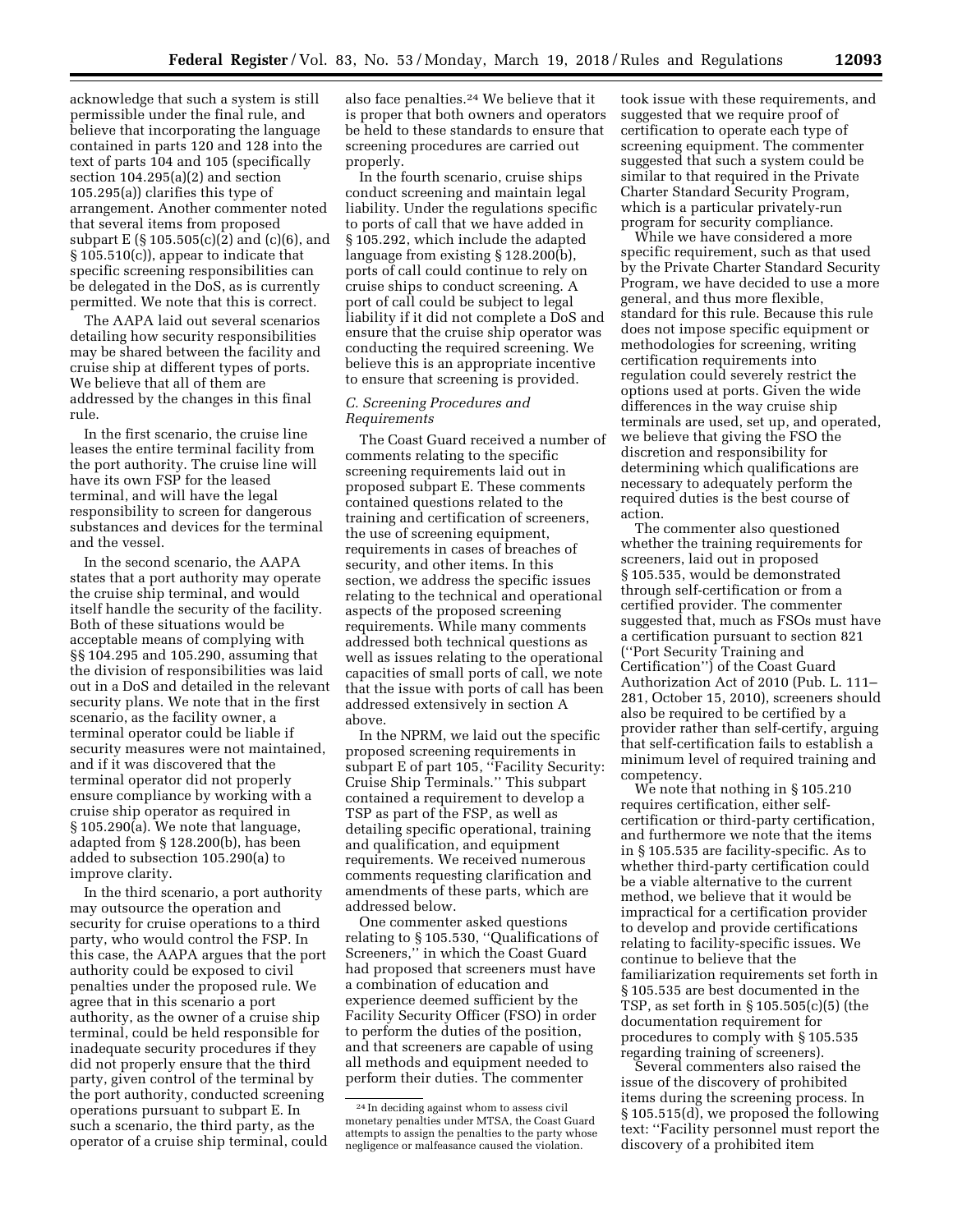acknowledge that such a system is still permissible under the final rule, and believe that incorporating the language contained in parts 120 and 128 into the text of parts 104 and 105 (specifically section 104.295(a)(2) and section 105.295(a)) clarifies this type of arrangement. Another commenter noted that several items from proposed subpart E (§ 105.505(c)(2) and (c)(6), and § 105.510(c)), appear to indicate that specific screening responsibilities can be delegated in the DoS, as is currently permitted. We note that this is correct.

The AAPA laid out several scenarios detailing how security responsibilities may be shared between the facility and cruise ship at different types of ports. We believe that all of them are addressed by the changes in this final rule.

In the first scenario, the cruise line leases the entire terminal facility from the port authority. The cruise line will have its own FSP for the leased terminal, and will have the legal responsibility to screen for dangerous substances and devices for the terminal and the vessel.

In the second scenario, the AAPA states that a port authority may operate the cruise ship terminal, and would itself handle the security of the facility. Both of these situations would be acceptable means of complying with §§ 104.295 and 105.290, assuming that the division of responsibilities was laid out in a DoS and detailed in the relevant security plans. We note that in the first scenario, as the facility owner, a terminal operator could be liable if security measures were not maintained, and if it was discovered that the terminal operator did not properly ensure compliance by working with a cruise ship operator as required in § 105.290(a). We note that language, adapted from § 128.200(b), has been added to subsection 105.290(a) to improve clarity.

In the third scenario, a port authority may outsource the operation and security for cruise operations to a third party, who would control the FSP. In this case, the AAPA argues that the port authority could be exposed to civil penalties under the proposed rule. We agree that in this scenario a port authority, as the owner of a cruise ship terminal, could be held responsible for inadequate security procedures if they did not properly ensure that the third party, given control of the terminal by the port authority, conducted screening operations pursuant to subpart E. In such a scenario, the third party, as the operator of a cruise ship terminal, could also face penalties.[24] We believe that it is proper that both owners and operators be held to these standards to ensure that screening procedures are carried out properly.

In the fourth scenario, cruise ships conduct screening and maintain legal liability. Under the regulations specific to ports of call that we have added in § 105.292, which include the adapted language from existing § 128.200(b), ports of call could continue to rely on cruise ships to conduct screening. A port of call could be subject to legal liability if it did not complete a DoS and ensure that the cruise ship operator was conducting the required screening. We believe this is an appropriate incentive to ensure that screening is provided.

### *C. Screening Procedures and Requirements*

The Coast Guard received a number of comments relating to the specific screening requirements laid out in proposed subpart E. These comments contained questions related to the training and certification of screeners, the use of screening equipment, requirements in cases of breaches of security, and other items. In this section, we address the specific issues relating to the technical and operational aspects of the proposed screening requirements. While many comments addressed both technical questions as well as issues relating to the operational capacities of small ports of call, we note that the issue with ports of call has been addressed extensively in section A above.

In the NPRM, we laid out the specific proposed screening requirements in subpart E of part 105, ''Facility Security: Cruise Ship Terminals.'' This subpart contained a requirement to develop a TSP as part of the FSP, as well as detailing specific operational, training and qualification, and equipment requirements. We received numerous comments requesting clarification and amendments of these parts, which are addressed below.

One commenter asked questions relating to § 105.530, ''Qualifications of Screeners,'' in which the Coast Guard had proposed that screeners must have a combination of education and experience deemed sufficient by the Facility Security Officer (FSO) in order to perform the duties of the position, and that screeners are capable of using all methods and equipment needed to perform their duties. The commenter took issue with these requirements, and suggested that we require proof of certification to operate each type of screening equipment. The commenter suggested that such a system could be similar to that required in the Private Charter Standard Security Program, which is a particular privately-run program for security compliance.

While we have considered a more specific requirement, such as that used by the Private Charter Standard Security Program, we have decided to use a more general, and thus more flexible, standard for this rule. Because this rule does not impose specific equipment or methodologies for screening, writing certification requirements into regulation could severely restrict the options used at ports. Given the wide differences in the way cruise ship terminals are used, set up, and operated, we believe that giving the FSO the discretion and responsibility for determining which qualifications are necessary to adequately perform the required duties is the best course of action.

The commenter also questioned whether the training requirements for screeners, laid out in proposed § 105.535, would be demonstrated through self-certification or from a certified provider. The commenter suggested that, much as FSOs must have a certification pursuant to section 821 (''Port Security Training and Certification'') of the Coast Guard Authorization Act of 2010 (Pub. L. 111–281, October 15, 2010), screeners should also be required to be certified by a provider rather than self-certify, arguing that self-certification fails to establish a minimum level of required training and competency.

We note that nothing in § 105.210 requires certification, either self-certification or third-party certification, and furthermore we note that the items in § 105.535 are facility-specific. As to whether third-party certification could be a viable alternative to the current method, we believe that it would be impractical for a certification provider to develop and provide certifications relating to facility-specific issues. We continue to believe that the familiarization requirements set forth in § 105.535 are best documented in the TSP, as set forth in § 105.505(c)(5) (the documentation requirement for procedures to comply with § 105.535 regarding training of screeners).

Several commenters also raised the issue of the discovery of prohibited items during the screening process. In § 105.515(d), we proposed the following text: ''Facility personnel must report the discovery of a prohibited item

[24] In deciding against whom to assess civil monetary penalties under MTSA, the Coast Guard attempts to assign the penalties to the party whose negligence or malfeasance caused the violation.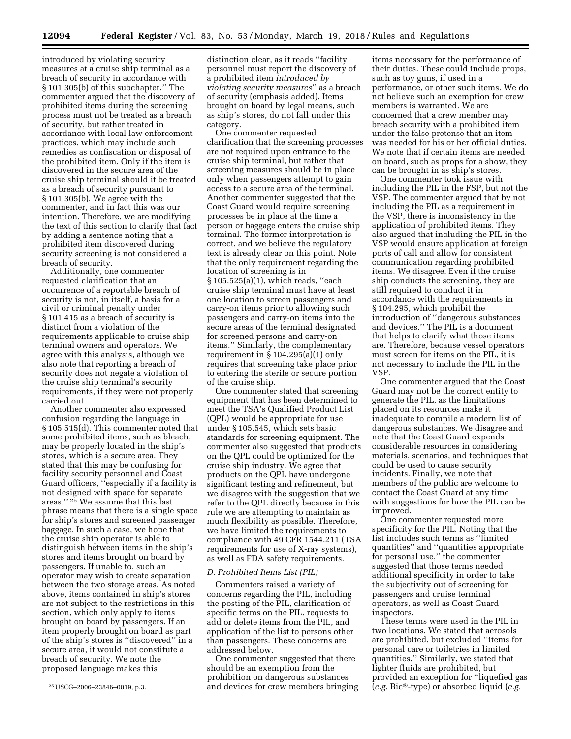introduced by violating security measures at a cruise ship terminal as a breach of security in accordance with § 101.305(b) of this subchapter.'' The commenter argued that the discovery of prohibited items during the screening process must not be treated as a breach of security, but rather treated in accordance with local law enforcement practices, which may include such remedies as confiscation or disposal of the prohibited item. Only if the item is discovered in the secure area of the cruise ship terminal should it be treated as a breach of security pursuant to § 101.305(b). We agree with the commenter, and in fact this was our intention. Therefore, we are modifying the text of this section to clarify that fact by adding a sentence noting that a prohibited item discovered during security screening is not considered a breach of security.

Additionally, one commenter requested clarification that an occurrence of a reportable breach of security is not, in itself, a basis for a civil or criminal penalty under § 101.415 as a breach of security is distinct from a violation of the requirements applicable to cruise ship terminal owners and operators. We agree with this analysis, although we also note that reporting a breach of security does not negate a violation of the cruise ship terminal's security requirements, if they were not properly carried out.

Another commenter also expressed confusion regarding the language in § 105.515(d). This commenter noted that some prohibited items, such as bleach, may be properly located in the ship's stores, which is a secure area. They stated that this may be confusing for facility security personnel and Coast Guard officers, ''especially if a facility is not designed with space for separate areas.'' [25] We assume that this last phrase means that there is a single space for ship's stores and screened passenger baggage. In such a case, we hope that the cruise ship operator is able to distinguish between items in the ship's stores and items brought on board by passengers. If unable to, such an operator may wish to create separation between the two storage areas. As noted above, items contained in ship's stores are not subject to the restrictions in this section, which only apply to items brought on board by passengers. If an item properly brought on board as part of the ship's stores is ''discovered'' in a secure area, it would not constitute a breach of security. We note the proposed language makes this distinction clear, as it reads ''facility personnel must report the discovery of a prohibited item *introduced by violating security measures*'' as a breach of security (emphasis added). Items brought on board by legal means, such as ship's stores, do not fall under this category.

One commenter requested clarification that the screening processes are not required upon entrance to the cruise ship terminal, but rather that screening measures should be in place only when passengers attempt to gain access to a secure area of the terminal. Another commenter suggested that the Coast Guard would require screening processes be in place at the time a person or baggage enters the cruise ship terminal. The former interpretation is correct, and we believe the regulatory text is already clear on this point. Note that the only requirement regarding the location of screening is in § 105.525(a)(1), which reads, ''each cruise ship terminal must have at least one location to screen passengers and carry-on items prior to allowing such passengers and carry-on items into the secure areas of the terminal designated for screened persons and carry-on items.'' Similarly, the complementary requirement in § 104.295(a)(1) only requires that screening take place prior to entering the sterile or secure portion of the cruise ship.

One commenter stated that screening equipment that has been determined to meet the TSA's Qualified Product List (QPL) would be appropriate for use under § 105.545, which sets basic standards for screening equipment. The commenter also suggested that products on the QPL could be optimized for the cruise ship industry. We agree that products on the QPL have undergone significant testing and refinement, but we disagree with the suggestion that we refer to the QPL directly because in this rule we are attempting to maintain as much flexibility as possible. Therefore, we have limited the requirements to compliance with 49 CFR 1544.211 (TSA requirements for use of X-ray systems), as well as FDA safety requirements.

### D. Prohibited Items List (PIL)

Commenters raised a variety of concerns regarding the PIL, including the posting of the PIL, clarification of specific terms on the PIL, requests to add or delete items from the PIL, and application of the list to persons other than passengers. These concerns are addressed below.

One commenter suggested that there should be an exemption from the prohibition on dangerous substances and devices for crew members bringing items necessary for the performance of their duties. These could include props, such as toy guns, if used in a performance, or other such items. We do not believe such an exemption for crew members is warranted. We are concerned that a crew member may breach security with a prohibited item under the false pretense that an item was needed for his or her official duties. We note that if certain items are needed on board, such as props for a show, they can be brought in as ship's stores.

One commenter took issue with including the PIL in the FSP, but not the VSP. The commenter argued that by not including the PIL as a requirement in the VSP, there is inconsistency in the application of prohibited items. They also argued that including the PIL in the VSP would ensure application at foreign ports of call and allow for consistent communication regarding prohibited items. We disagree. Even if the cruise ship conducts the screening, they are still required to conduct it in accordance with the requirements in § 104.295, which prohibit the introduction of ''dangerous substances and devices.'' The PIL is a document that helps to clarify what those items are. Therefore, because vessel operators must screen for items on the PIL, it is not necessary to include the PIL in the VSP.

One commenter argued that the Coast Guard may not be the correct entity to generate the PIL, as the limitations placed on its resources make it inadequate to compile a modern list of dangerous substances. We disagree and note that the Coast Guard expends considerable resources in considering materials, scenarios, and techniques that could be used to cause security incidents. Finally, we note that members of the public are welcome to contact the Coast Guard at any time with suggestions for how the PIL can be improved.

One commenter requested more specificity for the PIL. Noting that the list includes such terms as ''limited quantities'' and ''quantities appropriate for personal use,'' the commenter suggested that those terms needed additional specificity in order to take the subjectivity out of screening for passengers and cruise terminal operators, as well as Coast Guard inspectors.

These terms were used in the PIL in two locations. We stated that aerosols are prohibited, but excluded ''items for personal care or toiletries in limited quantities.'' Similarly, we stated that lighter fluids are prohibited, but provided an exception for ''liquefied gas (*e.g.* Bic®-type) or absorbed liquid (*e.g.*

---

[25] USCG–2006–23846–0019, p.3.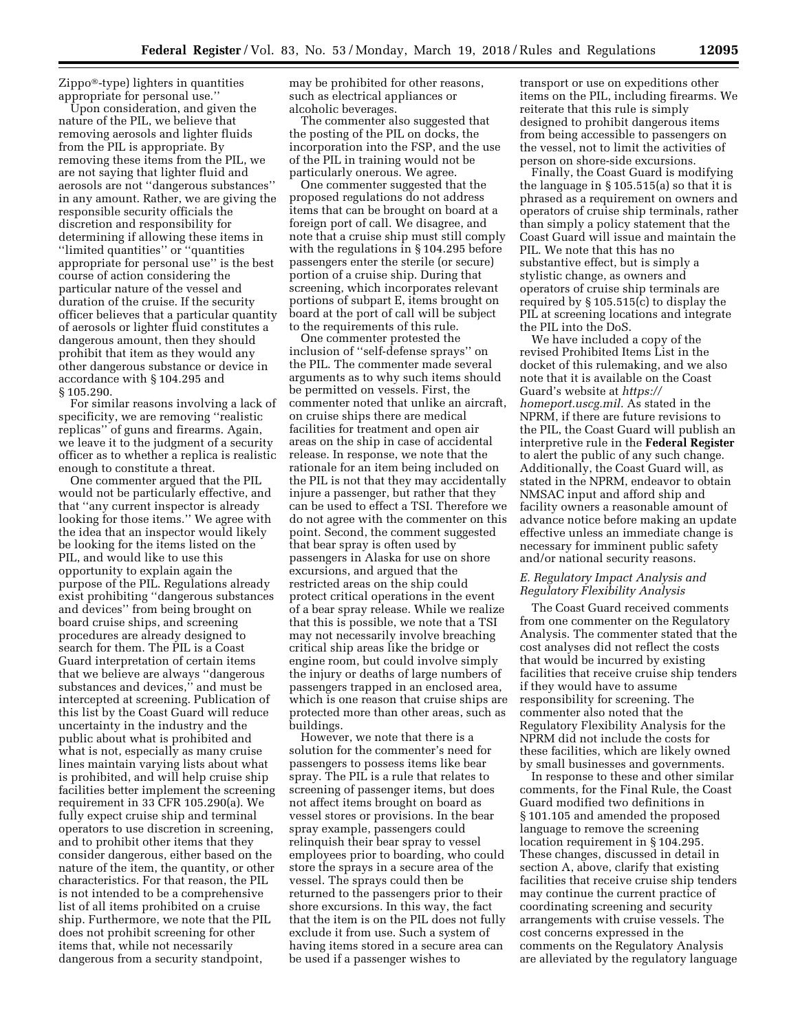Zippo®-type) lighters in quantities appropriate for personal use.''

Upon consideration, and given the nature of the PIL, we believe that removing aerosols and lighter fluids from the PIL is appropriate. By removing these items from the PIL, we are not saying that lighter fluid and aerosols are not ''dangerous substances'' in any amount. Rather, we are giving the responsible security officials the discretion and responsibility for determining if allowing these items in ''limited quantities'' or ''quantities appropriate for personal use'' is the best course of action considering the particular nature of the vessel and duration of the cruise. If the security officer believes that a particular quantity of aerosols or lighter fluid constitutes a dangerous amount, then they should prohibit that item as they would any other dangerous substance or device in accordance with § 104.295 and § 105.290.

For similar reasons involving a lack of specificity, we are removing ''realistic replicas'' of guns and firearms. Again, we leave it to the judgment of a security officer as to whether a replica is realistic enough to constitute a threat.

One commenter argued that the PIL would not be particularly effective, and that ''any current inspector is already looking for those items.'' We agree with the idea that an inspector would likely be looking for the items listed on the PIL, and would like to use this opportunity to explain again the purpose of the PIL. Regulations already exist prohibiting ''dangerous substances and devices'' from being brought on board cruise ships, and screening procedures are already designed to search for them. The PIL is a Coast Guard interpretation of certain items that we believe are always ''dangerous substances and devices,'' and must be intercepted at screening. Publication of this list by the Coast Guard will reduce uncertainty in the industry and the public about what is prohibited and what is not, especially as many cruise lines maintain varying lists about what is prohibited, and will help cruise ship facilities better implement the screening requirement in 33 CFR 105.290(a). We fully expect cruise ship and terminal operators to use discretion in screening, and to prohibit other items that they consider dangerous, either based on the nature of the item, the quantity, or other characteristics. For that reason, the PIL is not intended to be a comprehensive list of all items prohibited on a cruise ship. Furthermore, we note that the PIL does not prohibit screening for other items that, while not necessarily dangerous from a security standpoint, may be prohibited for other reasons, such as electrical appliances or alcoholic beverages.

The commenter also suggested that the posting of the PIL on docks, the incorporation into the FSP, and the use of the PIL in training would not be particularly onerous. We agree.

One commenter suggested that the proposed regulations do not address items that can be brought on board at a foreign port of call. We disagree, and note that a cruise ship must still comply with the regulations in § 104.295 before passengers enter the sterile (or secure) portion of a cruise ship. During that screening, which incorporates relevant portions of subpart E, items brought on board at the port of call will be subject to the requirements of this rule.

One commenter protested the inclusion of ''self-defense sprays'' on the PIL. The commenter made several arguments as to why such items should be permitted on vessels. First, the commenter noted that unlike an aircraft, on cruise ships there are medical facilities for treatment and open air areas on the ship in case of accidental release. In response, we note that the rationale for an item being included on the PIL is not that they may accidentally injure a passenger, but rather that they can be used to effect a TSI. Therefore we do not agree with the commenter on this point. Second, the comment suggested that bear spray is often used by passengers in Alaska for use on shore excursions, and argued that the restricted areas on the ship could protect critical operations in the event of a bear spray release. While we realize that this is possible, we note that a TSI may not necessarily involve breaching critical ship areas like the bridge or engine room, but could involve simply the injury or deaths of large numbers of passengers trapped in an enclosed area, which is one reason that cruise ships are protected more than other areas, such as buildings.

However, we note that there is a solution for the commenter's need for passengers to possess items like bear spray. The PIL is a rule that relates to screening of passenger items, but does not affect items brought on board as vessel stores or provisions. In the bear spray example, passengers could relinquish their bear spray to vessel employees prior to boarding, who could store the sprays in a secure area of the vessel. The sprays could then be returned to the passengers prior to their shore excursions. In this way, the fact that the item is on the PIL does not fully exclude it from use. Such a system of having items stored in a secure area can be used if a passenger wishes to transport or use on expeditions other items on the PIL, including firearms. We reiterate that this rule is simply designed to prohibit dangerous items from being accessible to passengers on the vessel, not to limit the activities of person on shore-side excursions.

Finally, the Coast Guard is modifying the language in § 105.515(a) so that it is phrased as a requirement on owners and operators of cruise ship terminals, rather than simply a policy statement that the Coast Guard will issue and maintain the PIL. We note that this has no substantive effect, but is simply a stylistic change, as owners and operators of cruise ship terminals are required by § 105.515(c) to display the PIL at screening locations and integrate the PIL into the DoS.

We have included a copy of the revised Prohibited Items List in the docket of this rulemaking, and we also note that it is available on the Coast Guard's website at *https://homeport.uscg.mil.* As stated in the NPRM, if there are future revisions to the PIL, the Coast Guard will publish an interpretive rule in the **Federal Register** to alert the public of any such change. Additionally, the Coast Guard will, as stated in the NPRM, endeavor to obtain NMSAC input and afford ship and facility owners a reasonable amount of advance notice before making an update effective unless an immediate change is necessary for imminent public safety and/or national security reasons.

### *E. Regulatory Impact Analysis and Regulatory Flexibility Analysis*

The Coast Guard received comments from one commenter on the Regulatory Analysis. The commenter stated that the cost analyses did not reflect the costs that would be incurred by existing facilities that receive cruise ship tenders if they would have to assume responsibility for screening. The commenter also noted that the Regulatory Flexibility Analysis for the NPRM did not include the costs for these facilities, which are likely owned by small businesses and governments.

In response to these and other similar comments, for the Final Rule, the Coast Guard modified two definitions in § 101.105 and amended the proposed language to remove the screening location requirement in § 104.295. These changes, discussed in detail in section A, above, clarify that existing facilities that receive cruise ship tenders may continue the current practice of coordinating screening and security arrangements with cruise vessels. The cost concerns expressed in the comments on the Regulatory Analysis are alleviated by the regulatory language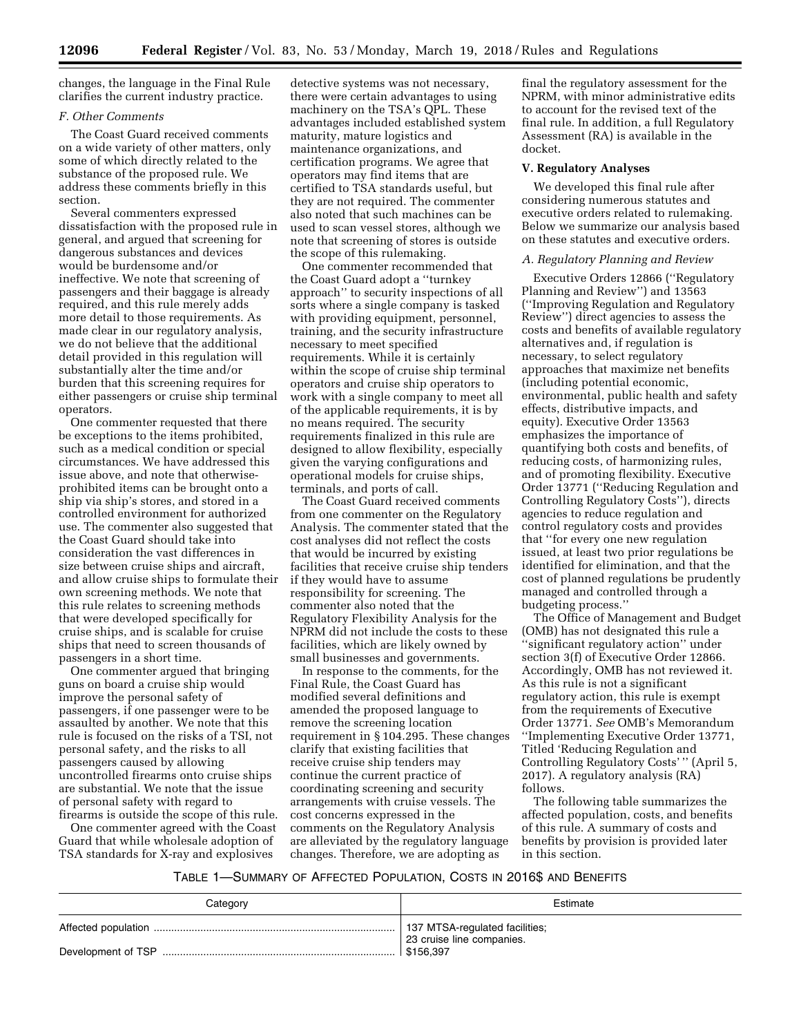changes, the language in the Final Rule clarifies the current industry practice.

### *F. Other Comments*

The Coast Guard received comments on a wide variety of other matters, only some of which directly related to the substance of the proposed rule. We address these comments briefly in this section.

Several commenters expressed dissatisfaction with the proposed rule in general, and argued that screening for dangerous substances and devices would be burdensome and/or ineffective. We note that screening of passengers and their baggage is already required, and this rule merely adds more detail to those requirements. As made clear in our regulatory analysis, we do not believe that the additional detail provided in this regulation will substantially alter the time and/or burden that this screening requires for either passengers or cruise ship terminal operators.

One commenter requested that there be exceptions to the items prohibited, such as a medical condition or special circumstances. We have addressed this issue above, and note that otherwise-prohibited items can be brought onto a ship via ship's stores, and stored in a controlled environment for authorized use. The commenter also suggested that the Coast Guard should take into consideration the vast differences in size between cruise ships and aircraft, and allow cruise ships to formulate their own screening methods. We note that this rule relates to screening methods that were developed specifically for cruise ships, and is scalable for cruise ships that need to screen thousands of passengers in a short time.

One commenter argued that bringing guns on board a cruise ship would improve the personal safety of passengers, if one passenger were to be assaulted by another. We note that this rule is focused on the risks of a TSI, not personal safety, and the risks to all passengers caused by allowing uncontrolled firearms onto cruise ships are substantial. We note that the issue of personal safety with regard to firearms is outside the scope of this rule.

One commenter agreed with the Coast Guard that while wholesale adoption of TSA standards for X-ray and explosives detective systems was not necessary, there were certain advantages to using machinery on the TSA's QPL. These advantages included established system maturity, mature logistics and maintenance organizations, and certification programs. We agree that operators may find items that are certified to TSA standards useful, but they are not required. The commenter also noted that such machines can be used to scan vessel stores, although we note that screening of stores is outside the scope of this rulemaking.

One commenter recommended that the Coast Guard adopt a "turnkey approach" to security inspections of all sorts where a single company is tasked with providing equipment, personnel, training, and the security infrastructure necessary to meet specified requirements. While it is certainly within the scope of cruise ship terminal operators and cruise ship operators to work with a single company to meet all of the applicable requirements, it is by no means required. The security requirements finalized in this rule are designed to allow flexibility, especially given the varying configurations and operational models for cruise ships, terminals, and ports of call.

The Coast Guard received comments from one commenter on the Regulatory Analysis. The commenter stated that the cost analyses did not reflect the costs that would be incurred by existing facilities that receive cruise ship tenders if they would have to assume responsibility for screening. The commenter also noted that the Regulatory Flexibility Analysis for the NPRM did not include the costs to these facilities, which are likely owned by small businesses and governments.

In response to the comments, for the Final Rule, the Coast Guard has modified several definitions and amended the proposed language to remove the screening location requirement in § 104.295. These changes clarify that existing facilities that receive cruise ship tenders may continue the current practice of coordinating screening and security arrangements with cruise vessels. The cost concerns expressed in the comments on the Regulatory Analysis are alleviated by the regulatory language changes. Therefore, we are adopting as final the regulatory assessment for the NPRM, with minor administrative edits to account for the revised text of the final rule. In addition, a full Regulatory Assessment (RA) is available in the docket.

## V. Regulatory Analyses

We developed this final rule after considering numerous statutes and executive orders related to rulemaking. Below we summarize our analysis based on these statutes and executive orders.

### *A. Regulatory Planning and Review*

Executive Orders 12866 ("Regulatory Planning and Review") and 13563 ("Improving Regulation and Regulatory Review") direct agencies to assess the costs and benefits of available regulatory alternatives and, if regulation is necessary, to select regulatory approaches that maximize net benefits (including potential economic, environmental, public health and safety effects, distributive impacts, and equity). Executive Order 13563 emphasizes the importance of quantifying both costs and benefits, of reducing costs, of harmonizing rules, and of promoting flexibility. Executive Order 13771 ("Reducing Regulation and Controlling Regulatory Costs"), directs agencies to reduce regulation and control regulatory costs and provides that "for every one new regulation issued, at least two prior regulations be identified for elimination, and that the cost of planned regulations be prudently managed and controlled through a budgeting process."

The Office of Management and Budget (OMB) has not designated this rule a "significant regulatory action" under section 3(f) of Executive Order 12866. Accordingly, OMB has not reviewed it. As this rule is not a significant regulatory action, this rule is exempt from the requirements of Executive Order 13771. *See* OMB's Memorandum "Implementing Executive Order 13771, Titled 'Reducing Regulation and Controlling Regulatory Costs' " (April 5, 2017). A regulatory analysis (RA) follows.

The following table summarizes the affected population, costs, and benefits of this rule. A summary of costs and benefits by provision is provided later in this section.

TABLE 1—SUMMARY OF AFFECTED POPULATION, COSTS IN 2016$ AND BENEFITS

| Category | Estimate |
|---|---|
| Affected population | 137 MTSA-regulated facilities; 23 cruise line companies. |
| Development of TSP | $156,397 |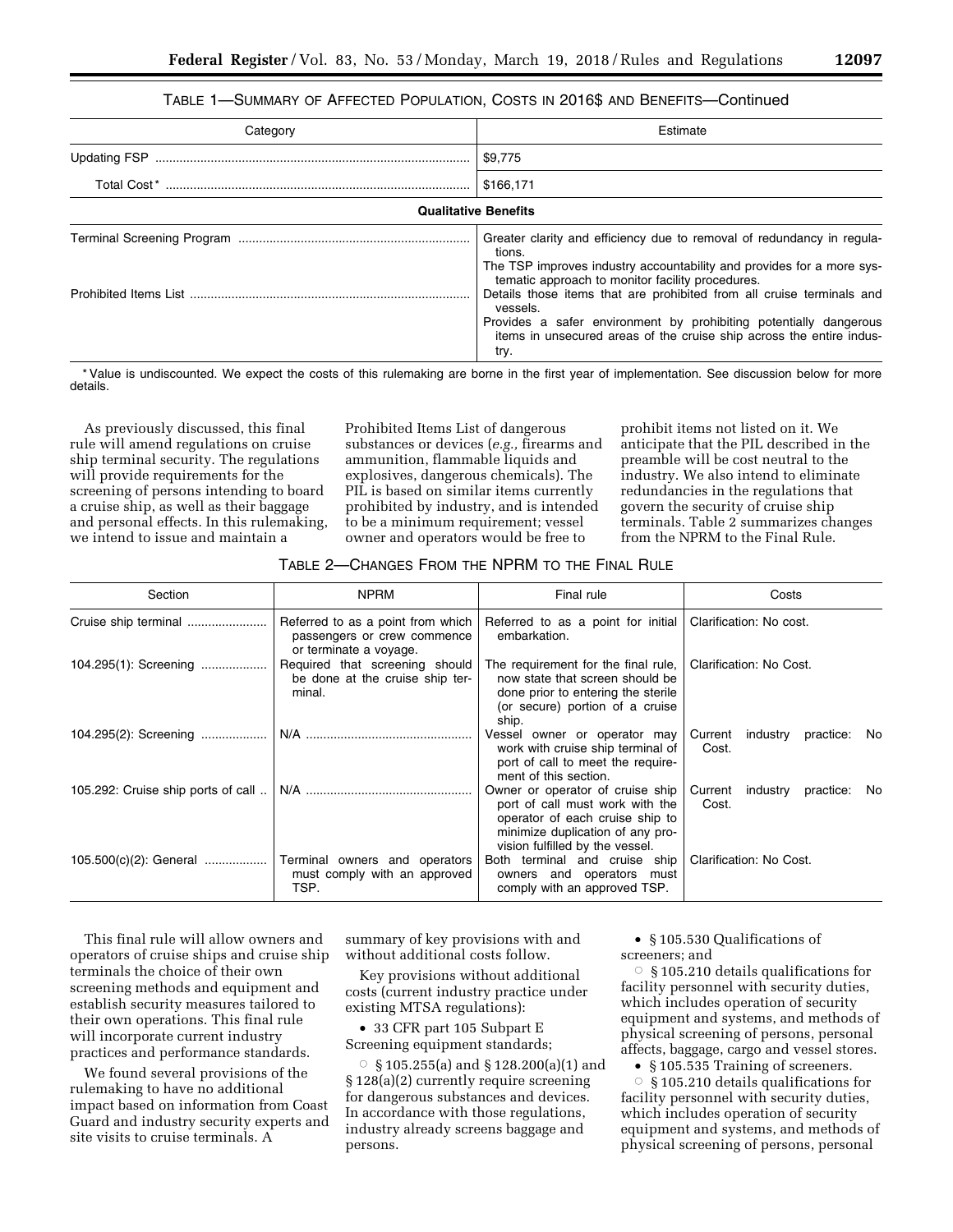TABLE 1—SUMMARY OF AFFECTED POPULATION, COSTS IN 2016$ AND BENEFITS—Continued

| Category | Estimate |
| --- | --- |
| Updating FSP | $9,775 |
| Total Cost* | $166,171 |
| **Qualitative Benefits** | |
| Terminal Screening Program | Greater clarity and efficiency due to removal of redundancy in regulations. The TSP improves industry accountability and provides for a more systematic approach to monitor facility procedures. |
| Prohibited Items List | Details those items that are prohibited from all cruise terminals and vessels. Provides a safer environment by prohibiting potentially dangerous items in unsecured areas of the cruise ship across the entire industry. |

* Value is undiscounted. We expect the costs of this rulemaking are borne in the first year of implementation. See discussion below for more details.

As previously discussed, this final rule will amend regulations on cruise ship terminal security. The regulations will provide requirements for the screening of persons intending to board a cruise ship, as well as their baggage and personal effects. In this rulemaking, we intend to issue and maintain a Prohibited Items List of dangerous substances or devices (*e.g.,* firearms and ammunition, flammable liquids and explosives, dangerous chemicals). The PIL is based on similar items currently prohibited by industry, and is intended to be a minimum requirement; vessel owner and operators would be free to prohibit items not listed on it. We anticipate that the PIL described in the preamble will be cost neutral to the industry. We also intend to eliminate redundancies in the regulations that govern the security of cruise ship terminals. Table 2 summarizes changes from the NPRM to the Final Rule.

TABLE 2—CHANGES FROM THE NPRM TO THE FINAL RULE

| Section | NPRM | Final rule | Costs |
| --- | --- | --- | --- |
| Cruise ship terminal | Referred to as a point from which passengers or crew commence or terminate a voyage. | Referred to as a point for initial embarkation. | Clarification: No cost. |
| 104.295(1): Screening | Required that screening should be done at the cruise ship terminal. | The requirement for the final rule, now state that screen should be done prior to entering the sterile (or secure) portion of a cruise ship. | Clarification: No Cost. |
| 104.295(2): Screening | N/A | Vessel owner or operator may work with cruise ship terminal of port of call to meet the requirement of this section. | Current industry practice: No Cost. |
| 105.292: Cruise ship ports of call | N/A | Owner or operator of cruise ship port of call must work with the operator of each cruise ship to minimize duplication of any provision fulfilled by the vessel. | Current industry practice: No Cost. |
| 105.500(c)(2): General | Terminal owners and operators must comply with an approved TSP. | Both terminal and cruise ship owners and operators must comply with an approved TSP. | Clarification: No Cost. |

This final rule will allow owners and operators of cruise ships and cruise ship terminals the choice of their own screening methods and equipment and establish security measures tailored to their own operations. This final rule will incorporate current industry practices and performance standards.

We found several provisions of the rulemaking to have no additional impact based on information from Coast Guard and industry security experts and site visits to cruise terminals. A summary of key provisions with and without additional costs follow.

Key provisions without additional costs (current industry practice under existing MTSA regulations):

- 33 CFR part 105 Subpart E Screening equipment standards;
  - § 105.255(a) and § 128.200(a)(1) and § 128(a)(2) currently require screening for dangerous substances and devices. In accordance with those regulations, industry already screens baggage and persons.
- § 105.530 Qualifications of screeners; and
  - § 105.210 details qualifications for facility personnel with security duties, which includes operation of security equipment and systems, and methods of physical screening of persons, personal affects, baggage, cargo and vessel stores.
- § 105.535 Training of screeners.
  - § 105.210 details qualifications for facility personnel with security duties, which includes operation of security equipment and systems, and methods of physical screening of persons, personal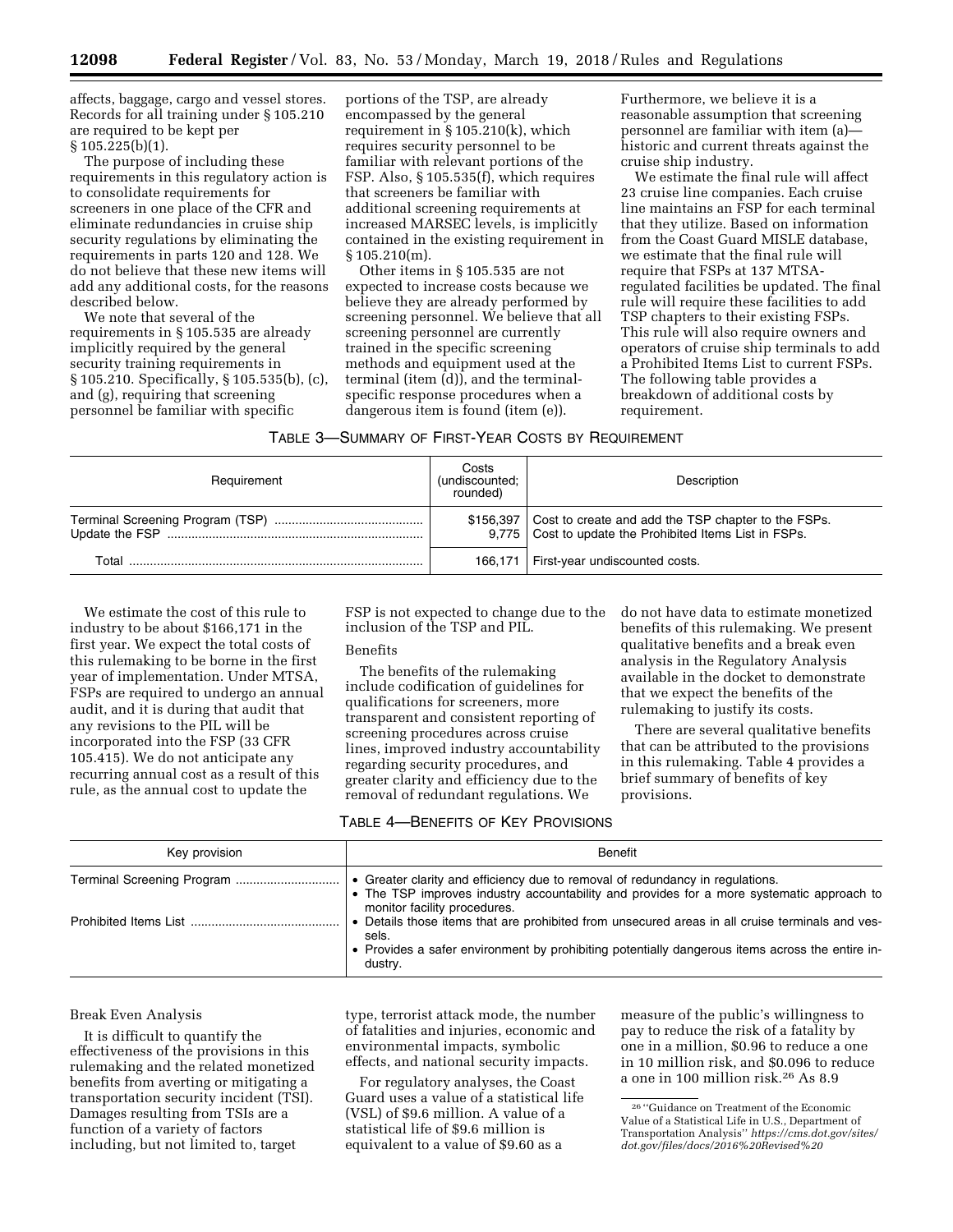affects, baggage, cargo and vessel stores. Records for all training under § 105.210 are required to be kept per § 105.225(b)(1).

The purpose of including these requirements in this regulatory action is to consolidate requirements for screeners in one place of the CFR and eliminate redundancies in cruise ship security regulations by eliminating the requirements in parts 120 and 128. We do not believe that these new items will add any additional costs, for the reasons described below.

We note that several of the requirements in § 105.535 are already implicitly required by the general security training requirements in § 105.210. Specifically, § 105.535(b), (c), and (g), requiring that screening personnel be familiar with specific portions of the TSP, are already encompassed by the general requirement in § 105.210(k), which requires security personnel to be familiar with relevant portions of the FSP. Also, § 105.535(f), which requires that screeners be familiar with additional screening requirements at increased MARSEC levels, is implicitly contained in the existing requirement in § 105.210(m).

Other items in § 105.535 are not expected to increase costs because we believe they are already performed by screening personnel. We believe that all screening personnel are currently trained in the specific screening methods and equipment used at the terminal (item (d)), and the terminal-specific response procedures when a dangerous item is found (item (e)).

Furthermore, we believe it is a reasonable assumption that screening personnel are familiar with item (a)—historic and current threats against the cruise ship industry.

We estimate the final rule will affect 23 cruise line companies. Each cruise line maintains an FSP for each terminal that they utilize. Based on information from the Coast Guard MISLE database, we estimate that the final rule will require that FSPs at 137 MTSA-regulated facilities be updated. The final rule will require these facilities to add TSP chapters to their existing FSPs. This rule will also require owners and operators of cruise ship terminals to add a Prohibited Items List to current FSPs. The following table provides a breakdown of additional costs by requirement.

TABLE 3—SUMMARY OF FIRST-YEAR COSTS BY REQUIREMENT

| Requirement | Costs (undiscounted; rounded) | Description |
|---|---|---|
| Terminal Screening Program (TSP) | $156,397 | Cost to create and add the TSP chapter to the FSPs. |
| Update the FSP | 9,775 | Cost to update the Prohibited Items List in FSPs. |
| Total | 166,171 | First-year undiscounted costs. |

We estimate the cost of this rule to industry to be about $166,171 in the first year. We expect the total costs of this rulemaking to be borne in the first year of implementation. Under MTSA, FSPs are required to undergo an annual audit, and it is during that audit that any revisions to the PIL will be incorporated into the FSP (33 CFR 105.415). We do not anticipate any recurring annual cost as a result of this rule, as the annual cost to update the FSP is not expected to change due to the inclusion of the TSP and PIL.

Benefits

The benefits of the rulemaking include codification of guidelines for qualifications for screeners, more transparent and consistent reporting of screening procedures across cruise lines, improved industry accountability regarding security procedures, and greater clarity and efficiency due to the removal of redundant regulations. We do not have data to estimate monetized benefits of this rulemaking. We present qualitative benefits and a break even analysis in the Regulatory Analysis available in the docket to demonstrate that we expect the benefits of the rulemaking to justify its costs.

There are several qualitative benefits that can be attributed to the provisions in this rulemaking. Table 4 provides a brief summary of benefits of key provisions.

TABLE 4—BENEFITS OF KEY PROVISIONS

| Key provision | Benefit |
|---|---|
| Terminal Screening Program | • Greater clarity and efficiency due to removal of redundancy in regulations.<br>• The TSP improves industry accountability and provides for a more systematic approach to monitor facility procedures. |
| Prohibited Items List | • Details those items that are prohibited from unsecured areas in all cruise terminals and vessels.<br>• Provides a safer environment by prohibiting potentially dangerous items across the entire industry. |

Break Even Analysis

It is difficult to quantify the effectiveness of the provisions in this rulemaking and the related monetized benefits from averting or mitigating a transportation security incident (TSI). Damages resulting from TSIs are a function of a variety of factors including, but not limited to, target type, terrorist attack mode, the number of fatalities and injuries, economic and environmental impacts, symbolic effects, and national security impacts.

For regulatory analyses, the Coast Guard uses a value of a statistical life (VSL) of $9.6 million. A value of a statistical life of $9.6 million is equivalent to a value of $9.60 as a measure of the public's willingness to pay to reduce the risk of a fatality by one in a million, $0.96 to reduce a one in 10 million risk, and $0.096 to reduce a one in 100 million risk.[26] As 8.9

[26] "Guidance on Treatment of the Economic Value of a Statistical Life in U.S., Department of Transportation Analysis" *https://cms.dot.gov/sites/dot.gov/files/docs/2016%20Revised%20*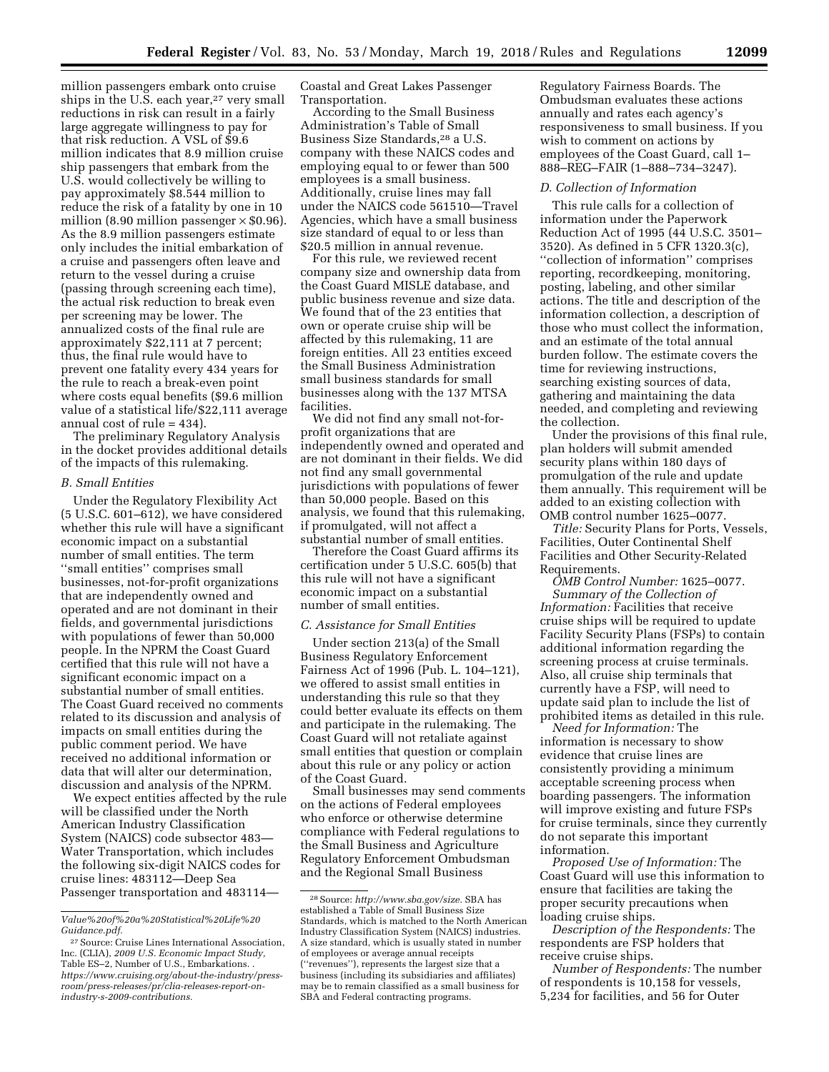million passengers embark onto cruise ships in the U.S. each year,[27] very small reductions in risk can result in a fairly large aggregate willingness to pay for that risk reduction. A VSL of $9.6 million indicates that 8.9 million cruise ship passengers that embark from the U.S. would collectively be willing to pay approximately $8.544 million to reduce the risk of a fatality by one in 10 million (8.90 million passenger × $0.96). As the 8.9 million passengers estimate only includes the initial embarkation of a cruise and passengers often leave and return to the vessel during a cruise (passing through screening each time), the actual risk reduction to break even per screening may be lower. The annualized costs of the final rule are approximately $22,111 at 7 percent; thus, the final rule would have to prevent one fatality every 434 years for the rule to reach a break-even point where costs equal benefits ($9.6 million value of a statistical life/$22,111 average annual cost of rule = 434).

The preliminary Regulatory Analysis in the docket provides additional details of the impacts of this rulemaking.

### *B. Small Entities*

Under the Regulatory Flexibility Act (5 U.S.C. 601–612), we have considered whether this rule will have a significant economic impact on a substantial number of small entities. The term "small entities" comprises small businesses, not-for-profit organizations that are independently owned and operated and are not dominant in their fields, and governmental jurisdictions with populations of fewer than 50,000 people. In the NPRM the Coast Guard certified that this rule will not have a significant economic impact on a substantial number of small entities. The Coast Guard received no comments related to its discussion and analysis of impacts on small entities during the public comment period. We have received no additional information or data that will alter our determination, discussion and analysis of the NPRM.

We expect entities affected by the rule will be classified under the North American Industry Classification System (NAICS) code subsector 483—Water Transportation, which includes the following six-digit NAICS codes for cruise lines: 483112—Deep Sea Passenger transportation and 483114—Coastal and Great Lakes Passenger Transportation.

According to the Small Business Administration's Table of Small Business Size Standards,[28] a U.S. company with these NAICS codes and employing equal to or fewer than 500 employees is a small business. Additionally, cruise lines may fall under the NAICS code 561510—Travel Agencies, which have a small business size standard of equal to or less than $20.5 million in annual revenue.

For this rule, we reviewed recent company size and ownership data from the Coast Guard MISLE database, and public business revenue and size data. We found that of the 23 entities that own or operate cruise ship will be affected by this rulemaking, 11 are foreign entities. All 23 entities exceed the Small Business Administration small business standards for small businesses along with the 137 MTSA facilities.

We did not find any small not-for-profit organizations that are independently owned and operated and are not dominant in their fields. We did not find any small governmental jurisdictions with populations of fewer than 50,000 people. Based on this analysis, we found that this rulemaking, if promulgated, will not affect a substantial number of small entities.

Therefore the Coast Guard affirms its certification under 5 U.S.C. 605(b) that this rule will not have a significant economic impact on a substantial number of small entities.

### *C. Assistance for Small Entities*

Under section 213(a) of the Small Business Regulatory Enforcement Fairness Act of 1996 (Pub. L. 104–121), we offered to assist small entities in understanding this rule so that they could better evaluate its effects on them and participate in the rulemaking. The Coast Guard will not retaliate against small entities that question or complain about this rule or any policy or action of the Coast Guard.

Small businesses may send comments on the actions of Federal employees who enforce or otherwise determine compliance with Federal regulations to the Small Business and Agriculture Regulatory Enforcement Ombudsman and the Regional Small Business Regulatory Fairness Boards. The Ombudsman evaluates these actions annually and rates each agency's responsiveness to small business. If you wish to comment on actions by employees of the Coast Guard, call 1–888–REG–FAIR (1–888–734–3247).

### *D. Collection of Information*

This rule calls for a collection of information under the Paperwork Reduction Act of 1995 (44 U.S.C. 3501–3520). As defined in 5 CFR 1320.3(c), "collection of information" comprises reporting, recordkeeping, monitoring, posting, labeling, and other similar actions. The title and description of the information collection, a description of those who must collect the information, and an estimate of the total annual burden follow. The estimate covers the time for reviewing instructions, searching existing sources of data, gathering and maintaining the data needed, and completing and reviewing the collection.

Under the provisions of this final rule, plan holders will submit amended security plans within 180 days of promulgation of the rule and update them annually. This requirement will be added to an existing collection with OMB control number 1625–0077.

*Title:* Security Plans for Ports, Vessels, Facilities, Outer Continental Shelf Facilities and Other Security-Related Requirements.

*OMB Control Number:* 1625–0077.

*Summary of the Collection of Information:* Facilities that receive cruise ships will be required to update Facility Security Plans (FSPs) to contain additional information regarding the screening process at cruise terminals. Also, all cruise ship terminals that currently have a FSP, will need to update said plan to include the list of prohibited items as detailed in this rule.

*Need for Information:* The information is necessary to show evidence that cruise lines are consistently providing a minimum acceptable screening process when boarding passengers. The information will improve existing and future FSPs for cruise terminals, since they currently do not separate this important information.

*Proposed Use of Information:* The Coast Guard will use this information to ensure that facilities are taking the proper security precautions when loading cruise ships.

*Description of the Respondents:* The respondents are FSP holders that receive cruise ships.

*Number of Respondents:* The number of respondents is 10,158 for vessels, 5,234 for facilities, and 56 for Outer

---

*Value%20of%20a%20Statistical%20Life%20Guidance.pdf.*

[27] Source: Cruise Lines International Association, Inc. (CLIA), *2009 U.S. Economic Impact Study,* Table ES–2, Number of U.S., Embarkations. . *https://www.cruising.org/about-the-industry/press-room/press-releases/pr/clia-releases-report-on-industry-s-2009-contributions.*

[28] Source: *http://www.sba.gov/size.* SBA has established a Table of Small Business Size Standards, which is matched to the North American Industry Classification System (NAICS) industries. A size standard, which is usually stated in number of employees or average annual receipts ("revenues"), represents the largest size that a business (including its subsidiaries and affiliates) may be to remain classified as a small business for SBA and Federal contracting programs.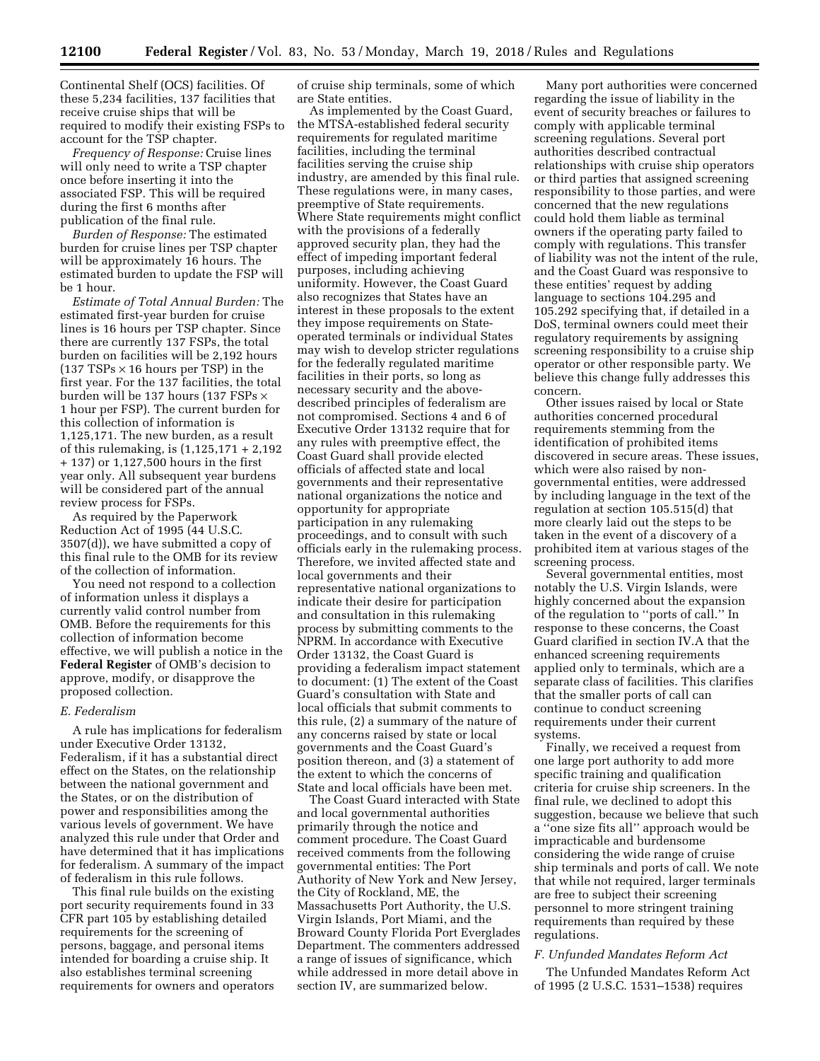Continental Shelf (OCS) facilities. Of these 5,234 facilities, 137 facilities that receive cruise ships that will be required to modify their existing FSPs to account for the TSP chapter.

*Frequency of Response:* Cruise lines will only need to write a TSP chapter once before inserting it into the associated FSP. This will be required during the first 6 months after publication of the final rule.

*Burden of Response:* The estimated burden for cruise lines per TSP chapter will be approximately 16 hours. The estimated burden to update the FSP will be 1 hour.

*Estimate of Total Annual Burden:* The estimated first-year burden for cruise lines is 16 hours per TSP chapter. Since there are currently 137 FSPs, the total burden on facilities will be 2,192 hours (137 TSPs × 16 hours per TSP) in the first year. For the 137 facilities, the total burden will be 137 hours (137 FSPs × 1 hour per FSP). The current burden for this collection of information is 1,125,171. The new burden, as a result of this rulemaking, is (1,125,171 + 2,192 + 137) or 1,127,500 hours in the first year only. All subsequent year burdens will be considered part of the annual review process for FSPs.

As required by the Paperwork Reduction Act of 1995 (44 U.S.C. 3507(d)), we have submitted a copy of this final rule to the OMB for its review of the collection of information.

You need not respond to a collection of information unless it displays a currently valid control number from OMB. Before the requirements for this collection of information become effective, we will publish a notice in the **Federal Register** of OMB's decision to approve, modify, or disapprove the proposed collection.

### *E. Federalism*

A rule has implications for federalism under Executive Order 13132, Federalism, if it has a substantial direct effect on the States, on the relationship between the national government and the States, or on the distribution of power and responsibilities among the various levels of government. We have analyzed this rule under that Order and have determined that it has implications for federalism. A summary of the impact of federalism in this rule follows.

This final rule builds on the existing port security requirements found in 33 CFR part 105 by establishing detailed requirements for the screening of persons, baggage, and personal items intended for boarding a cruise ship. It also establishes terminal screening requirements for owners and operators of cruise ship terminals, some of which are State entities.

As implemented by the Coast Guard, the MTSA-established federal security requirements for regulated maritime facilities, including the terminal facilities serving the cruise ship industry, are amended by this final rule. These regulations were, in many cases, preemptive of State requirements. Where State requirements might conflict with the provisions of a federally approved security plan, they had the effect of impeding important federal purposes, including achieving uniformity. However, the Coast Guard also recognizes that States have an interest in these proposals to the extent they impose requirements on State-operated terminals or individual States may wish to develop stricter regulations for the federally regulated maritime facilities in their ports, so long as necessary security and the above-described principles of federalism are not compromised. Sections 4 and 6 of Executive Order 13132 require that for any rules with preemptive effect, the Coast Guard shall provide elected officials of affected state and local governments and their representative national organizations the notice and opportunity for appropriate participation in any rulemaking proceedings, and to consult with such officials early in the rulemaking process. Therefore, we invited affected state and local governments and their representative national organizations to indicate their desire for participation and consultation in this rulemaking process by submitting comments to the NPRM. In accordance with Executive Order 13132, the Coast Guard is providing a federalism impact statement to document: (1) The extent of the Coast Guard's consultation with State and local officials that submit comments to this rule, (2) a summary of the nature of any concerns raised by state or local governments and the Coast Guard's position thereon, and (3) a statement of the extent to which the concerns of State and local officials have been met.

The Coast Guard interacted with State and local governmental authorities primarily through the notice and comment procedure. The Coast Guard received comments from the following governmental entities: The Port Authority of New York and New Jersey, the City of Rockland, ME, the Massachusetts Port Authority, the U.S. Virgin Islands, Port Miami, and the Broward County Florida Port Everglades Department. The commenters addressed a range of issues of significance, which while addressed in more detail above in section IV, are summarized below.

Many port authorities were concerned regarding the issue of liability in the event of security breaches or failures to comply with applicable terminal screening regulations. Several port authorities described contractual relationships with cruise ship operators or third parties that assigned screening responsibility to those parties, and were concerned that the new regulations could hold them liable as terminal owners if the operating party failed to comply with regulations. This transfer of liability was not the intent of the rule, and the Coast Guard was responsive to these entities' request by adding language to sections 104.295 and 105.292 specifying that, if detailed in a DoS, terminal owners could meet their regulatory requirements by assigning screening responsibility to a cruise ship operator or other responsible party. We believe this change fully addresses this concern.

Other issues raised by local or State authorities concerned procedural requirements stemming from the identification of prohibited items discovered in secure areas. These issues, which were also raised by non-governmental entities, were addressed by including language in the text of the regulation at section 105.515(d) that more clearly laid out the steps to be taken in the event of a discovery of a prohibited item at various stages of the screening process.

Several governmental entities, most notably the U.S. Virgin Islands, were highly concerned about the expansion of the regulation to "ports of call." In response to these concerns, the Coast Guard clarified in section IV.A that the enhanced screening requirements applied only to terminals, which are a separate class of facilities. This clarifies that the smaller ports of call can continue to conduct screening requirements under their current systems.

Finally, we received a request from one large port authority to add more specific training and qualification criteria for cruise ship screeners. In the final rule, we declined to adopt this suggestion, because we believe that such a "one size fits all" approach would be impracticable and burdensome considering the wide range of cruise ship terminals and ports of call. We note that while not required, larger terminals are free to subject their screening personnel to more stringent training requirements than required by these regulations.

### *F. Unfunded Mandates Reform Act*

The Unfunded Mandates Reform Act of 1995 (2 U.S.C. 1531–1538) requires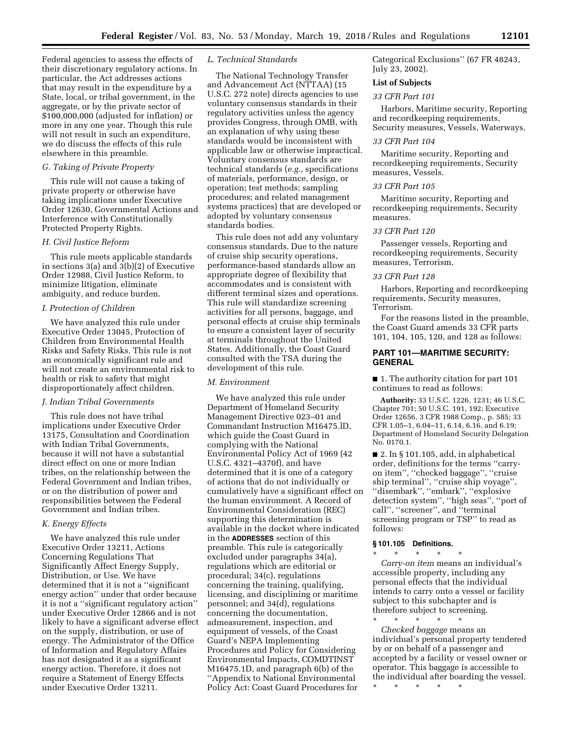Federal agencies to assess the effects of their discretionary regulatory actions. In particular, the Act addresses actions that may result in the expenditure by a State, local, or tribal government, in the aggregate, or by the private sector of $100,000,000 (adjusted for inflation) or more in any one year. Though this rule will not result in such an expenditure, we do discuss the effects of this rule elsewhere in this preamble.

### G. Taking of Private Property

This rule will not cause a taking of private property or otherwise have taking implications under Executive Order 12630, Governmental Actions and Interference with Constitutionally Protected Property Rights.

### H. Civil Justice Reform

This rule meets applicable standards in sections 3(a) and 3(b)(2) of Executive Order 12988, Civil Justice Reform, to minimize litigation, eliminate ambiguity, and reduce burden.

### I. Protection of Children

We have analyzed this rule under Executive Order 13045, Protection of Children from Environmental Health Risks and Safety Risks. This rule is not an economically significant rule and will not create an environmental risk to health or risk to safety that might disproportionately affect children.

### J. Indian Tribal Governments

This rule does not have tribal implications under Executive Order 13175, Consultation and Coordination with Indian Tribal Governments, because it will not have a substantial direct effect on one or more Indian tribes, on the relationship between the Federal Government and Indian tribes, or on the distribution of power and responsibilities between the Federal Government and Indian tribes.

### K. Energy Effects

We have analyzed this rule under Executive Order 13211, Actions Concerning Regulations That Significantly Affect Energy Supply, Distribution, or Use. We have determined that it is not a "significant energy action" under that order because it is not a "significant regulatory action" under Executive Order 12866 and is not likely to have a significant adverse effect on the supply, distribution, or use of energy. The Administrator of the Office of Information and Regulatory Affairs has not designated it as a significant energy action. Therefore, it does not require a Statement of Energy Effects under Executive Order 13211.

### L. Technical Standards

The National Technology Transfer and Advancement Act (NTTAA) (15 U.S.C. 272 note) directs agencies to use voluntary consensus standards in their regulatory activities unless the agency provides Congress, through OMB, with an explanation of why using these standards would be inconsistent with applicable law or otherwise impractical. Voluntary consensus standards are technical standards (*e.g.,* specifications of materials, performance, design, or operation; test methods; sampling procedures; and related management systems practices) that are developed or adopted by voluntary consensus standards bodies.

This rule does not add any voluntary consensus standards. Due to the nature of cruise ship security operations, performance-based standards allow an appropriate degree of flexibility that accommodates and is consistent with different terminal sizes and operations. This rule will standardize screening activities for all persons, baggage, and personal effects at cruise ship terminals to ensure a consistent layer of security at terminals throughout the United States. Additionally, the Coast Guard consulted with the TSA during the development of this rule.

### M. Environment

We have analyzed this rule under Department of Homeland Security Management Directive 023–01 and Commandant Instruction M16475.lD, which guide the Coast Guard in complying with the National Environmental Policy Act of 1969 (42 U.S.C. 4321–4370f), and have determined that it is one of a category of actions that do not individually or cumulatively have a significant effect on the human environment. A Record of Environmental Consideration (REC) supporting this determination is available in the docket where indicated in the **ADDRESSES** section of this preamble. This rule is categorically excluded under paragraphs 34(a), regulations which are editorial or procedural; 34(c), regulations concerning the training, qualifying, licensing, and disciplining or maritime personnel; and 34(d), regulations concerning the documentation, admeasurement, inspection, and equipment of vessels, of the Coast Guard's NEPA Implementing Procedures and Policy for Considering Environmental Impacts, COMDTINST M16475.1D, and paragraph 6(b) of the "Appendix to National Environmental Policy Act: Coast Guard Procedures for Categorical Exclusions" (67 FR 48243, July 23, 2002).

**List of Subjects**

*33 CFR Part 101*

Harbors, Maritime security, Reporting and recordkeeping requirements, Security measures, Vessels, Waterways.

*33 CFR Part 104*

Maritime security, Reporting and recordkeeping requirements, Security measures, Vessels.

*33 CFR Part 105*

Maritime security, Reporting and recordkeeping requirements, Security measures.

*33 CFR Part 120*

Passenger vessels, Reporting and recordkeeping requirements, Security measures, Terrorism.

*33 CFR Part 128*

Harbors, Reporting and recordkeeping requirements, Security measures, Terrorism.

For the reasons listed in the preamble, the Coast Guard amends 33 CFR parts 101, 104, 105, 120, and 128 as follows:

## PART 101—MARITIME SECURITY: GENERAL

■ 1. The authority citation for part 101 continues to read as follows:

**Authority:** 33 U.S.C. 1226, 1231; 46 U.S.C. Chapter 701; 50 U.S.C. 191, 192; Executive Order 12656, 3 CFR 1988 Comp., p. 585; 33 CFR 1.05–1, 6.04–11, 6.14, 6.16, and 6.19; Department of Homeland Security Delegation No. 0170.1.

■ 2. In § 101.105, add, in alphabetical order, definitions for the terms "carry-on item", "checked baggage", "cruise ship terminal", "cruise ship voyage", "disembark", "embark", "explosive detection system", "high seas", "port of call", "screener", and "terminal screening program or TSP" to read as follows:

**§ 101.105 Definitions.**

\* \* \* \* \*

*Carry-on item* means an individual's accessible property, including any personal effects that the individual intends to carry onto a vessel or facility subject to this subchapter and is therefore subject to screening.

\* \* \* \* \*

*Checked baggage* means an individual's personal property tendered by or on behalf of a passenger and accepted by a facility or vessel owner or operator. This baggage is accessible to the individual after boarding the vessel.

\* \* \* \* \*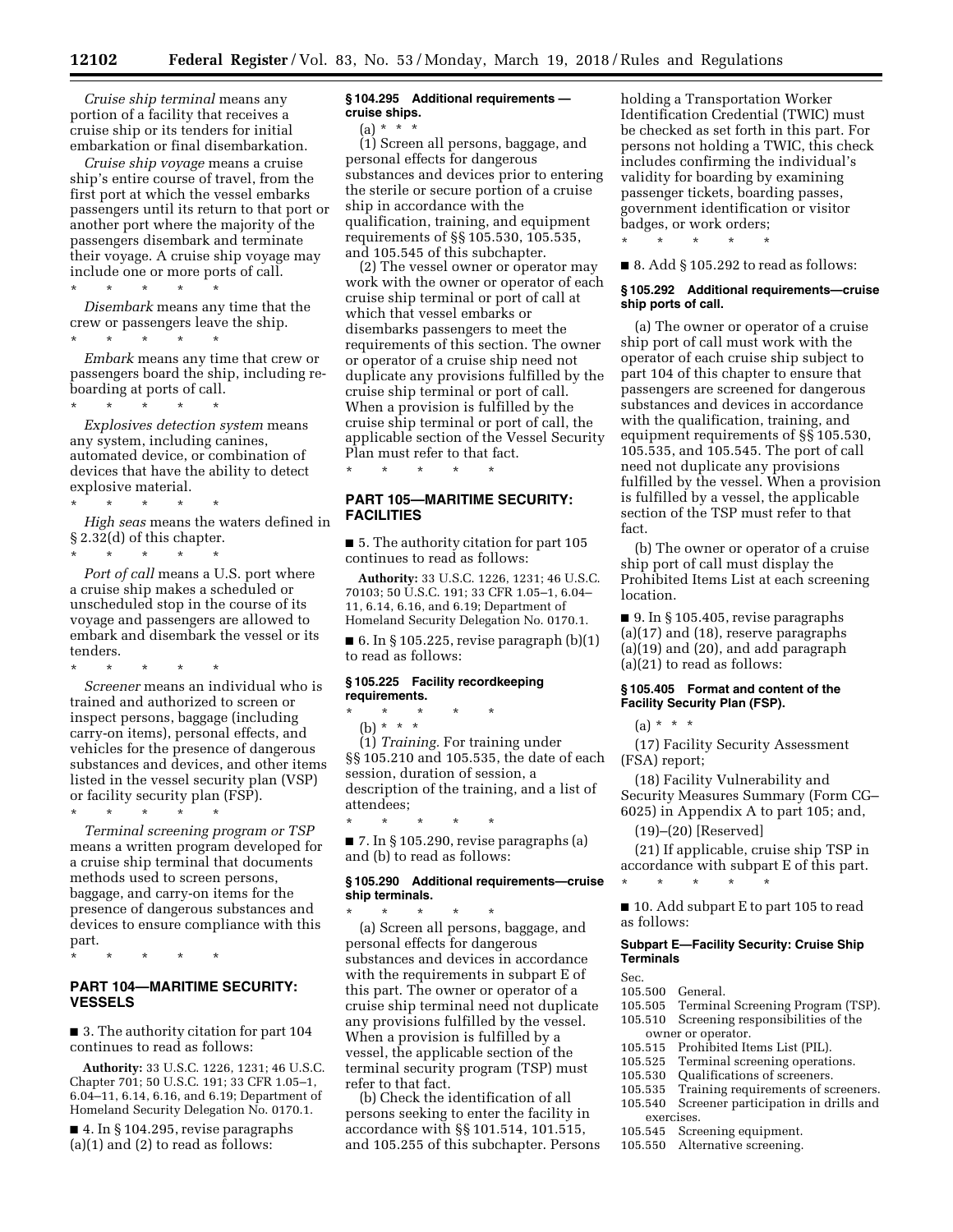*Cruise ship terminal* means any portion of a facility that receives a cruise ship or its tenders for initial embarkation or final disembarkation.

*Cruise ship voyage* means a cruise ship's entire course of travel, from the first port at which the vessel embarks passengers until its return to that port or another port where the majority of the passengers disembark and terminate their voyage. A cruise ship voyage may include one or more ports of call.

\* \* \* \* \*

*Disembark* means any time that the crew or passengers leave the ship.

\* \* \* \* \*

*Embark* means any time that crew or passengers board the ship, including re-boarding at ports of call.

\* \* \* \* \*

*Explosives detection system* means any system, including canines, automated device, or combination of devices that have the ability to detect explosive material.

\* \* \* \* \*

*High seas* means the waters defined in § 2.32(d) of this chapter.

\* \* \* \* \*

*Port of call* means a U.S. port where a cruise ship makes a scheduled or unscheduled stop in the course of its voyage and passengers are allowed to embark and disembark the vessel or its tenders.

\* \* \* \* \*

*Screener* means an individual who is trained and authorized to screen or inspect persons, baggage (including carry-on items), personal effects, and vehicles for the presence of dangerous substances and devices, and other items listed in the vessel security plan (VSP) or facility security plan (FSP).

\* \* \* \* \*

*Terminal screening program or TSP* means a written program developed for a cruise ship terminal that documents methods used to screen persons, baggage, and carry-on items for the presence of dangerous substances and devices to ensure compliance with this part.

\* \* \* \* \*

## PART 104—MARITIME SECURITY: VESSELS

■ 3. The authority citation for part 104 continues to read as follows:

**Authority:** 33 U.S.C. 1226, 1231; 46 U.S.C. Chapter 701; 50 U.S.C. 191; 33 CFR 1.05–1, 6.04–11, 6.14, 6.16, and 6.19; Department of Homeland Security Delegation No. 0170.1.

■ 4. In § 104.295, revise paragraphs (a)(1) and (2) to read as follows:

### § 104.295 Additional requirements — cruise ships.

(a) \* \* \*

(1) Screen all persons, baggage, and personal effects for dangerous substances and devices prior to entering the sterile or secure portion of a cruise ship in accordance with the qualification, training, and equipment requirements of §§ 105.530, 105.535, and 105.545 of this subchapter.

(2) The vessel owner or operator may work with the owner or operator of each cruise ship terminal or port of call at which that vessel embarks or disembarks passengers to meet the requirements of this section. The owner or operator of a cruise ship need not duplicate any provisions fulfilled by the cruise ship terminal or port of call. When a provision is fulfilled by the cruise ship terminal or port of call, the applicable section of the Vessel Security Plan must refer to that fact.

\* \* \* \* \*

## PART 105—MARITIME SECURITY: FACILITIES

■ 5. The authority citation for part 105 continues to read as follows:

**Authority:** 33 U.S.C. 1226, 1231; 46 U.S.C. 70103; 50 U.S.C. 191; 33 CFR 1.05–1, 6.04–11, 6.14, 6.16, and 6.19; Department of Homeland Security Delegation No. 0170.1.

■ 6. In § 105.225, revise paragraph (b)(1) to read as follows:

### § 105.225 Facility recordkeeping requirements.

\* \* \* \* \*

(b) \* \* \*

(1) *Training.* For training under §§ 105.210 and 105.535, the date of each session, duration of session, a description of the training, and a list of attendees;

\* \* \* \* \*

■ 7. In § 105.290, revise paragraphs (a) and (b) to read as follows:

### § 105.290 Additional requirements—cruise ship terminals.

\* \* \* \* \*

(a) Screen all persons, baggage, and personal effects for dangerous substances and devices in accordance with the requirements in subpart E of this part. The owner or operator of a cruise ship terminal need not duplicate any provisions fulfilled by the vessel. When a provision is fulfilled by a vessel, the applicable section of the terminal security program (TSP) must refer to that fact.

(b) Check the identification of all persons seeking to enter the facility in accordance with §§ 101.514, 101.515, and 105.255 of this subchapter. Persons holding a Transportation Worker Identification Credential (TWIC) must be checked as set forth in this part. For persons not holding a TWIC, this check includes confirming the individual's validity for boarding by examining passenger tickets, boarding passes, government identification or visitor badges, or work orders;

\* \* \* \* \*

■ 8. Add § 105.292 to read as follows:

### § 105.292 Additional requirements—cruise ship ports of call.

(a) The owner or operator of a cruise ship port of call must work with the operator of each cruise ship subject to part 104 of this chapter to ensure that passengers are screened for dangerous substances and devices in accordance with the qualification, training, and equipment requirements of §§ 105.530, 105.535, and 105.545. The port of call need not duplicate any provisions fulfilled by the vessel. When a provision is fulfilled by a vessel, the applicable section of the TSP must refer to that fact.

(b) The owner or operator of a cruise ship port of call must display the Prohibited Items List at each screening location.

■ 9. In § 105.405, revise paragraphs (a)(17) and (18), reserve paragraphs (a)(19) and (20), and add paragraph (a)(21) to read as follows:

### § 105.405 Format and content of the Facility Security Plan (FSP).

(a) \* \* \*

(17) Facility Security Assessment (FSA) report;

(18) Facility Vulnerability and Security Measures Summary (Form CG–6025) in Appendix A to part 105; and,

(19)–(20) [Reserved]

(21) If applicable, cruise ship TSP in accordance with subpart E of this part.

\* \* \* \* \*

■ 10. Add subpart E to part 105 to read as follows:

### Subpart E—Facility Security: Cruise Ship Terminals

Sec.
105.500 General.
105.505 Terminal Screening Program (TSP).
105.510 Screening responsibilities of the owner or operator.
105.515 Prohibited Items List (PIL).
105.525 Terminal screening operations.
105.530 Qualifications of screeners.
105.535 Training requirements of screeners.
105.540 Screener participation in drills and exercises.
105.545 Screening equipment.
105.550 Alternative screening.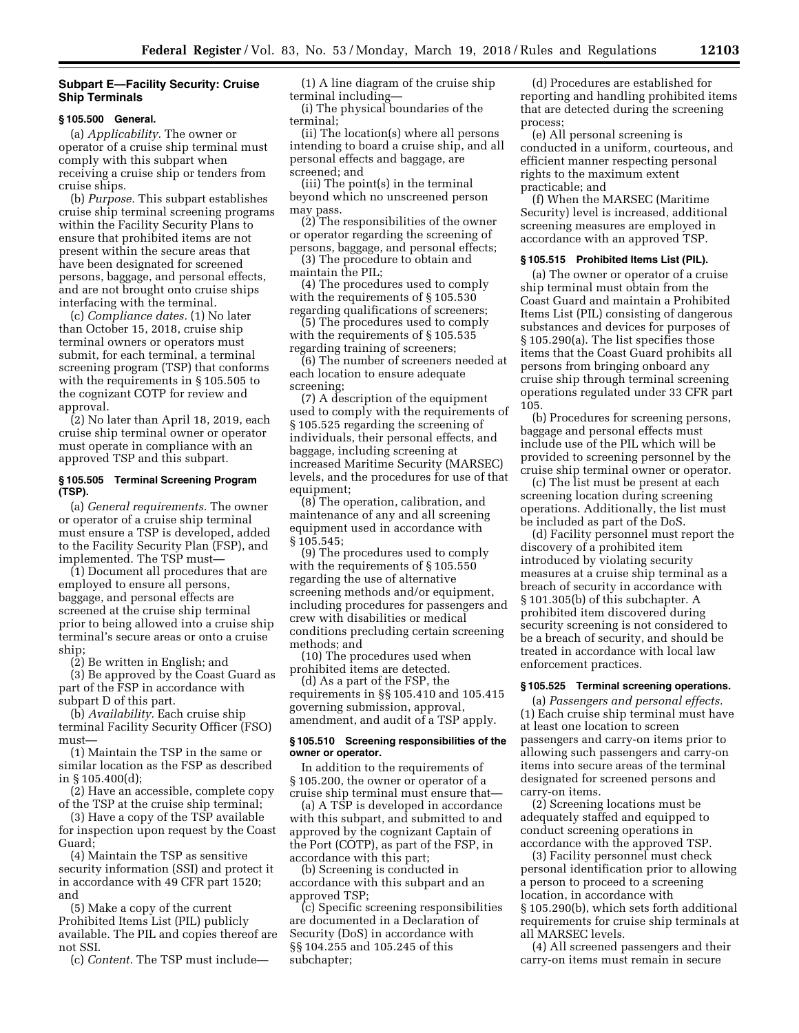## Subpart E—Facility Security: Cruise Ship Terminals

### § 105.500 General.

(a) *Applicability.* The owner or operator of a cruise ship terminal must comply with this subpart when receiving a cruise ship or tenders from cruise ships.

(b) *Purpose.* This subpart establishes cruise ship terminal screening programs within the Facility Security Plans to ensure that prohibited items are not present within the secure areas that have been designated for screened persons, baggage, and personal effects, and are not brought onto cruise ships interfacing with the terminal.

(c) *Compliance dates.* (1) No later than October 15, 2018, cruise ship terminal owners or operators must submit, for each terminal, a terminal screening program (TSP) that conforms with the requirements in § 105.505 to the cognizant COTP for review and approval.

(2) No later than April 18, 2019, each cruise ship terminal owner or operator must operate in compliance with an approved TSP and this subpart.

### § 105.505 Terminal Screening Program (TSP).

(a) *General requirements.* The owner or operator of a cruise ship terminal must ensure a TSP is developed, added to the Facility Security Plan (FSP), and implemented. The TSP must—

(1) Document all procedures that are employed to ensure all persons, baggage, and personal effects are screened at the cruise ship terminal prior to being allowed into a cruise ship terminal's secure areas or onto a cruise ship;

(2) Be written in English; and

(3) Be approved by the Coast Guard as part of the FSP in accordance with subpart D of this part.

(b) *Availability.* Each cruise ship terminal Facility Security Officer (FSO) must—

(1) Maintain the TSP in the same or similar location as the FSP as described in § 105.400(d);

(2) Have an accessible, complete copy of the TSP at the cruise ship terminal;

(3) Have a copy of the TSP available for inspection upon request by the Coast Guard;

(4) Maintain the TSP as sensitive security information (SSI) and protect it in accordance with 49 CFR part 1520; and

(5) Make a copy of the current Prohibited Items List (PIL) publicly available. The PIL and copies thereof are not SSI.

(c) *Content.* The TSP must include—

(1) A line diagram of the cruise ship terminal including—

(i) The physical boundaries of the terminal;

(ii) The location(s) where all persons intending to board a cruise ship, and all personal effects and baggage, are screened; and

(iii) The point(s) in the terminal beyond which no unscreened person may pass.

(2) The responsibilities of the owner or operator regarding the screening of persons, baggage, and personal effects;

(3) The procedure to obtain and maintain the PIL;

(4) The procedures used to comply with the requirements of § 105.530 regarding qualifications of screeners;

(5) The procedures used to comply with the requirements of § 105.535 regarding training of screeners;

(6) The number of screeners needed at each location to ensure adequate screening;

(7) A description of the equipment used to comply with the requirements of § 105.525 regarding the screening of individuals, their personal effects, and baggage, including screening at increased Maritime Security (MARSEC) levels, and the procedures for use of that equipment;

(8) The operation, calibration, and maintenance of any and all screening equipment used in accordance with § 105.545;

(9) The procedures used to comply with the requirements of § 105.550 regarding the use of alternative screening methods and/or equipment, including procedures for passengers and crew with disabilities or medical conditions precluding certain screening methods; and

(10) The procedures used when prohibited items are detected.

(d) As a part of the FSP, the requirements in §§ 105.410 and 105.415 governing submission, approval, amendment, and audit of a TSP apply.

### § 105.510 Screening responsibilities of the owner or operator.

In addition to the requirements of § 105.200, the owner or operator of a cruise ship terminal must ensure that—

(a) A TSP is developed in accordance with this subpart, and submitted to and approved by the cognizant Captain of the Port (COTP), as part of the FSP, in accordance with this part;

(b) Screening is conducted in accordance with this subpart and an approved TSP;

(c) Specific screening responsibilities are documented in a Declaration of Security (DoS) in accordance with §§ 104.255 and 105.245 of this subchapter;

(d) Procedures are established for reporting and handling prohibited items that are detected during the screening process;

(e) All personal screening is conducted in a uniform, courteous, and efficient manner respecting personal rights to the maximum extent practicable; and

(f) When the MARSEC (Maritime Security) level is increased, additional screening measures are employed in accordance with an approved TSP.

### § 105.515 Prohibited Items List (PIL).

(a) The owner or operator of a cruise ship terminal must obtain from the Coast Guard and maintain a Prohibited Items List (PIL) consisting of dangerous substances and devices for purposes of § 105.290(a). The list specifies those items that the Coast Guard prohibits all persons from bringing onboard any cruise ship through terminal screening operations regulated under 33 CFR part 105.

(b) Procedures for screening persons, baggage and personal effects must include use of the PIL which will be provided to screening personnel by the cruise ship terminal owner or operator.

(c) The list must be present at each screening location during screening operations. Additionally, the list must be included as part of the DoS.

(d) Facility personnel must report the discovery of a prohibited item introduced by violating security measures at a cruise ship terminal as a breach of security in accordance with § 101.305(b) of this subchapter. A prohibited item discovered during security screening is not considered to be a breach of security, and should be treated in accordance with local law enforcement practices.

### § 105.525 Terminal screening operations.

(a) *Passengers and personal effects.* (1) Each cruise ship terminal must have at least one location to screen passengers and carry-on items prior to allowing such passengers and carry-on items into secure areas of the terminal designated for screened persons and carry-on items.

(2) Screening locations must be adequately staffed and equipped to conduct screening operations in accordance with the approved TSP.

(3) Facility personnel must check personal identification prior to allowing a person to proceed to a screening location, in accordance with § 105.290(b), which sets forth additional requirements for cruise ship terminals at all MARSEC levels.

(4) All screened passengers and their carry-on items must remain in secure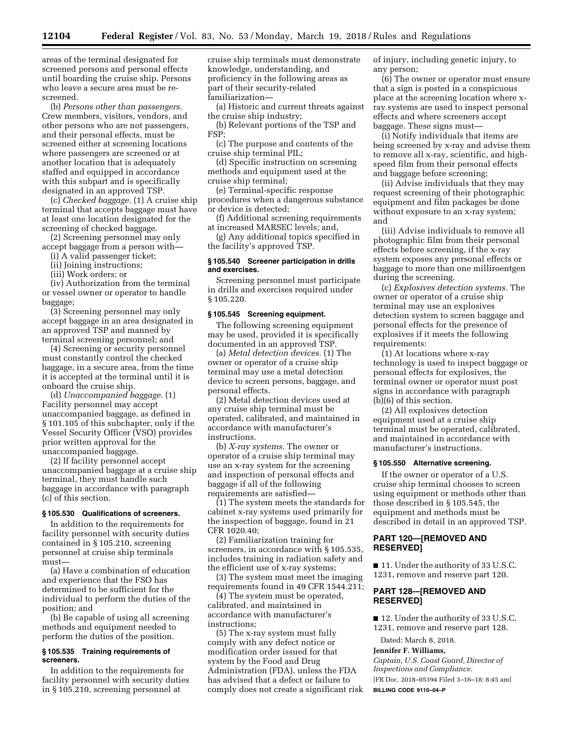areas of the terminal designated for screened persons and personal effects until boarding the cruise ship. Persons who leave a secure area must be re-screened.

(b) *Persons other than passengers.* Crew members, visitors, vendors, and other persons who are not passengers, and their personal effects, must be screened either at screening locations where passengers are screened or at another location that is adequately staffed and equipped in accordance with this subpart and is specifically designated in an approved TSP.

(c) *Checked baggage.* (1) A cruise ship terminal that accepts baggage must have at least one location designated for the screening of checked baggage.

(2) Screening personnel may only accept baggage from a person with—

(i) A valid passenger ticket;

(ii) Joining instructions;

(iii) Work orders; or

(iv) Authorization from the terminal or vessel owner or operator to handle baggage;

(3) Screening personnel may only accept baggage in an area designated in an approved TSP and manned by terminal screening personnel; and

(4) Screening or security personnel must constantly control the checked baggage, in a secure area, from the time it is accepted at the terminal until it is onboard the cruise ship.

(d) *Unaccompanied baggage.* (1) Facility personnel may accept unaccompanied baggage, as defined in § 101.105 of this subchapter, only if the Vessel Security Officer (VSO) provides prior written approval for the unaccompanied baggage.

(2) If facility personnel accept unaccompanied baggage at a cruise ship terminal, they must handle such baggage in accordance with paragraph (c) of this section.

### § 105.530 Qualifications of screeners.

In addition to the requirements for facility personnel with security duties contained in § 105.210, screening personnel at cruise ship terminals must—

(a) Have a combination of education and experience that the FSO has determined to be sufficient for the individual to perform the duties of the position; and

(b) Be capable of using all screening methods and equipment needed to perform the duties of the position.

### § 105.535 Training requirements of screeners.

In addition to the requirements for facility personnel with security duties in § 105.210, screening personnel at cruise ship terminals must demonstrate knowledge, understanding, and proficiency in the following areas as part of their security-related familiarization—

(a) Historic and current threats against the cruise ship industry;

(b) Relevant portions of the TSP and FSP;

(c) The purpose and contents of the cruise ship terminal PIL;

(d) Specific instruction on screening methods and equipment used at the cruise ship terminal;

(e) Terminal-specific response procedures when a dangerous substance or device is detected;

(f) Additional screening requirements at increased MARSEC levels; and,

(g) Any additional topics specified in the facility's approved TSP.

### § 105.540 Screener participation in drills and exercises.

Screening personnel must participate in drills and exercises required under § 105.220.

### § 105.545 Screening equipment.

The following screening equipment may be used, provided it is specifically documented in an approved TSP.

(a) *Metal detection devices.* (1) The owner or operator of a cruise ship terminal may use a metal detection device to screen persons, baggage, and personal effects.

(2) Metal detection devices used at any cruise ship terminal must be operated, calibrated, and maintained in accordance with manufacturer's instructions.

(b) *X-ray systems.* The owner or operator of a cruise ship terminal may use an x-ray system for the screening and inspection of personal effects and baggage if all of the following requirements are satisfied—

(1) The system meets the standards for cabinet x-ray systems used primarily for the inspection of baggage, found in 21 CFR 1020.40;

(2) Familiarization training for screeners, in accordance with § 105.535, includes training in radiation safety and the efficient use of x-ray systems;

(3) The system must meet the imaging requirements found in 49 CFR 1544.211;

(4) The system must be operated, calibrated, and maintained in accordance with manufacturer's instructions;

(5) The x-ray system must fully comply with any defect notice or modification order issued for that system by the Food and Drug Administration (FDA), unless the FDA has advised that a defect or failure to comply does not create a significant risk of injury, including genetic injury, to any person;

(6) The owner or operator must ensure that a sign is posted in a conspicuous place at the screening location where x-ray systems are used to inspect personal effects and where screeners accept baggage. These signs must—

(i) Notify individuals that items are being screened by x-ray and advise them to remove all x-ray, scientific, and high-speed film from their personal effects and baggage before screening;

(ii) Advise individuals that they may request screening of their photographic equipment and film packages be done without exposure to an x-ray system; and

(iii) Advise individuals to remove all photographic film from their personal effects before screening, if the x-ray system exposes any personal effects or baggage to more than one milliroentgen during the screening.

(c) *Explosives detection systems.* The owner or operator of a cruise ship terminal may use an explosives detection system to screen baggage and personal effects for the presence of explosives if it meets the following requirements:

(1) At locations where x-ray technology is used to inspect baggage or personal effects for explosives, the terminal owner or operator must post signs in accordance with paragraph (b)(6) of this section.

(2) All explosives detection equipment used at a cruise ship terminal must be operated, calibrated, and maintained in accordance with manufacturer's instructions.

### § 105.550 Alternative screening.

If the owner or operator of a U.S. cruise ship terminal chooses to screen using equipment or methods other than those described in § 105.545, the equipment and methods must be described in detail in an approved TSP.

## PART 120—[REMOVED AND RESERVED]

■ 11. Under the authority of 33 U.S.C. 1231, remove and reserve part 120.

## PART 128—[REMOVED AND RESERVED]

■ 12. Under the authority of 33 U.S.C. 1231, remove and reserve part 128.

Dated: March 8, 2018.

**Jennifer F. Williams,**

*Captain, U.S. Coast Guard, Director of Inspections and Compliance.*

[FR Doc. 2018–05394 Filed 3–16–18; 8:45 am]

**BILLING CODE 9110–04–P**